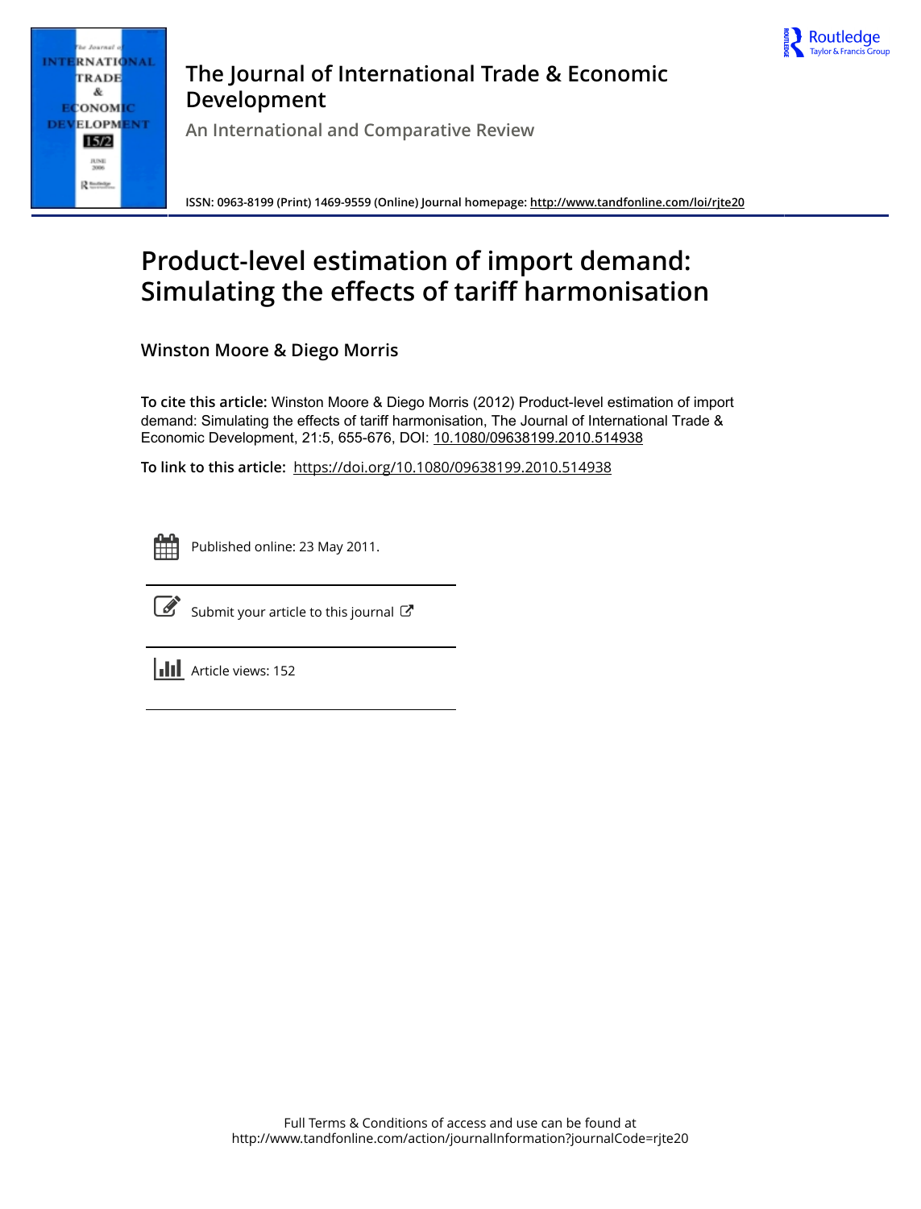# The Journal of International Trade & Economic Development

An International and Comparative Review

ISSN: 0963-8199 (Print) 1469-9559 (Online) Journal homepage: http://www.tandfonline.com/loi/rjte20

# Product-level estimation of import demand: Simulating the effects of tariff harmonisation

**Winston Moore & Diego Morris**

**To cite this article:** Winston Moore & Diego Morris (2012) Product-level estimation of import demand: Simulating the effects of tariff harmonisation, The Journal of International Trade & Economic Development, 21:5, 655-676, DOI: 10.1080/09638199.2010.514938

**To link to this article:** https://doi.org/10.1080/09638199.2010.514938

Published online: 23 May 2011.

Submit your article to this journal

Article views: 152

Full Terms & Conditions of access and use can be found at http://www.tandfonline.com/action/journalInformation?journalCode=rjte20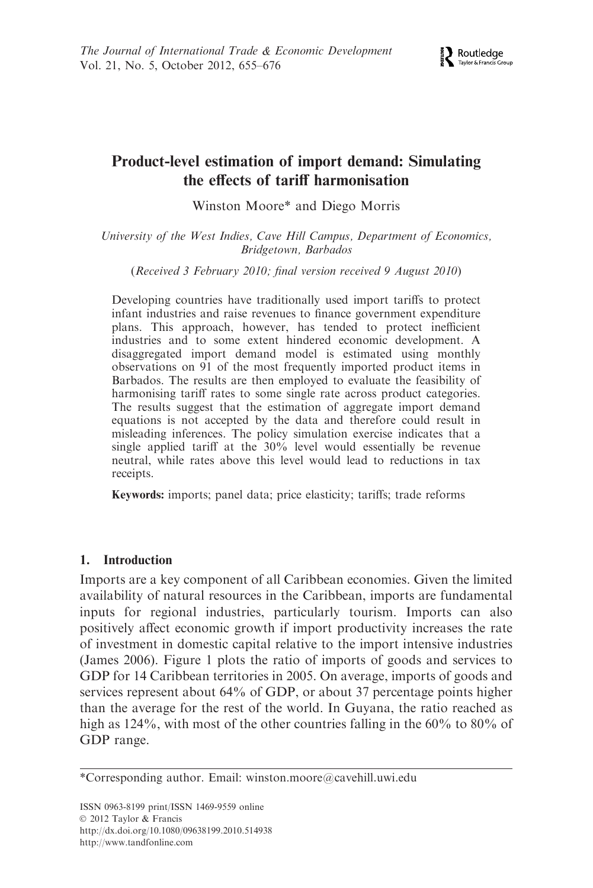# Product-level estimation of import demand: Simulating the effects of tariff harmonisation

Winston Moore* and Diego Morris

*University of the West Indies, Cave Hill Campus, Department of Economics, Bridgetown, Barbados*

(*Received 3 February 2010; final version received 9 August 2010*)

Developing countries have traditionally used import tariffs to protect infant industries and raise revenues to finance government expenditure plans. This approach, however, has tended to protect inefficient industries and to some extent hindered economic development. A disaggregated import demand model is estimated using monthly observations on 91 of the most frequently imported product items in Barbados. The results are then employed to evaluate the feasibility of harmonising tariff rates to some single rate across product categories. The results suggest that the estimation of aggregate import demand equations is not accepted by the data and therefore could result in misleading inferences. The policy simulation exercise indicates that a single applied tariff at the 30% level would essentially be revenue neutral, while rates above this level would lead to reductions in tax receipts.

**Keywords:** imports; panel data; price elasticity; tariffs; trade reforms

## 1. Introduction

Imports are a key component of all Caribbean economies. Given the limited availability of natural resources in the Caribbean, imports are fundamental inputs for regional industries, particularly tourism. Imports can also positively affect economic growth if import productivity increases the rate of investment in domestic capital relative to the import intensive industries (James 2006). Figure 1 plots the ratio of imports of goods and services to GDP for 14 Caribbean territories in 2005. On average, imports of goods and services represent about 64% of GDP, or about 37 percentage points higher than the average for the rest of the world. In Guyana, the ratio reached as high as 124%, with most of the other countries falling in the 60% to 80% of GDP range.

*Corresponding author. Email: winston.moore@cavehill.uwi.edu

ISSN 0963-8199 print/ISSN 1469-9559 online
© 2012 Taylor & Francis
http://dx.doi.org/10.1080/09638199.2010.514938
http://www.tandfonline.com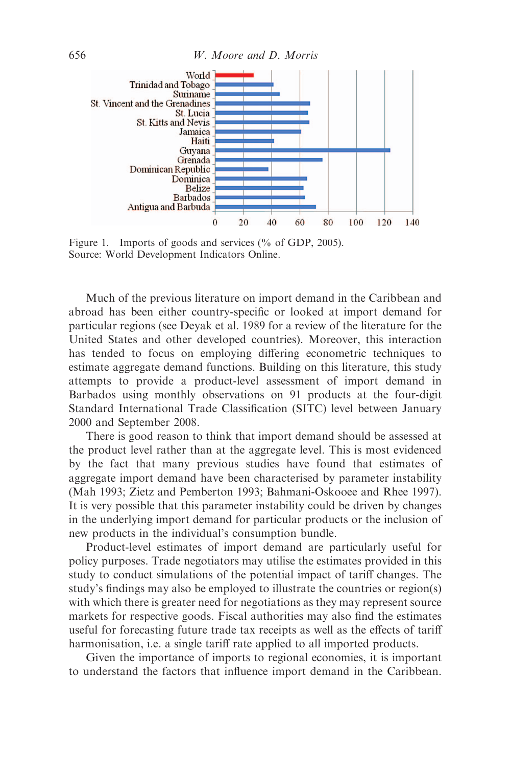Figure 1. Imports of goods and services (% of GDP, 2005).
Source: World Development Indicators Online.

Much of the previous literature on import demand in the Caribbean and abroad has been either country-specific or looked at import demand for particular regions (see Deyak et al. 1989 for a review of the literature for the United States and other developed countries). Moreover, this interaction has tended to focus on employing differing econometric techniques to estimate aggregate demand functions. Building on this literature, this study attempts to provide a product-level assessment of import demand in Barbados using monthly observations on 91 products at the four-digit Standard International Trade Classification (SITC) level between January 2000 and September 2008.

There is good reason to think that import demand should be assessed at the product level rather than at the aggregate level. This is most evidenced by the fact that many previous studies have found that estimates of aggregate import demand have been characterised by parameter instability (Mah 1993; Zietz and Pemberton 1993; Bahmani-Oskooee and Rhee 1997). It is very possible that this parameter instability could be driven by changes in the underlying import demand for particular products or the inclusion of new products in the individual's consumption bundle.

Product-level estimates of import demand are particularly useful for policy purposes. Trade negotiators may utilise the estimates provided in this study to conduct simulations of the potential impact of tariff changes. The study's findings may also be employed to illustrate the countries or region(s) with which there is greater need for negotiations as they may represent source markets for respective goods. Fiscal authorities may also find the estimates useful for forecasting future trade tax receipts as well as the effects of tariff harmonisation, i.e. a single tariff rate applied to all imported products.

Given the importance of imports to regional economies, it is important to understand the factors that influence import demand in the Caribbean.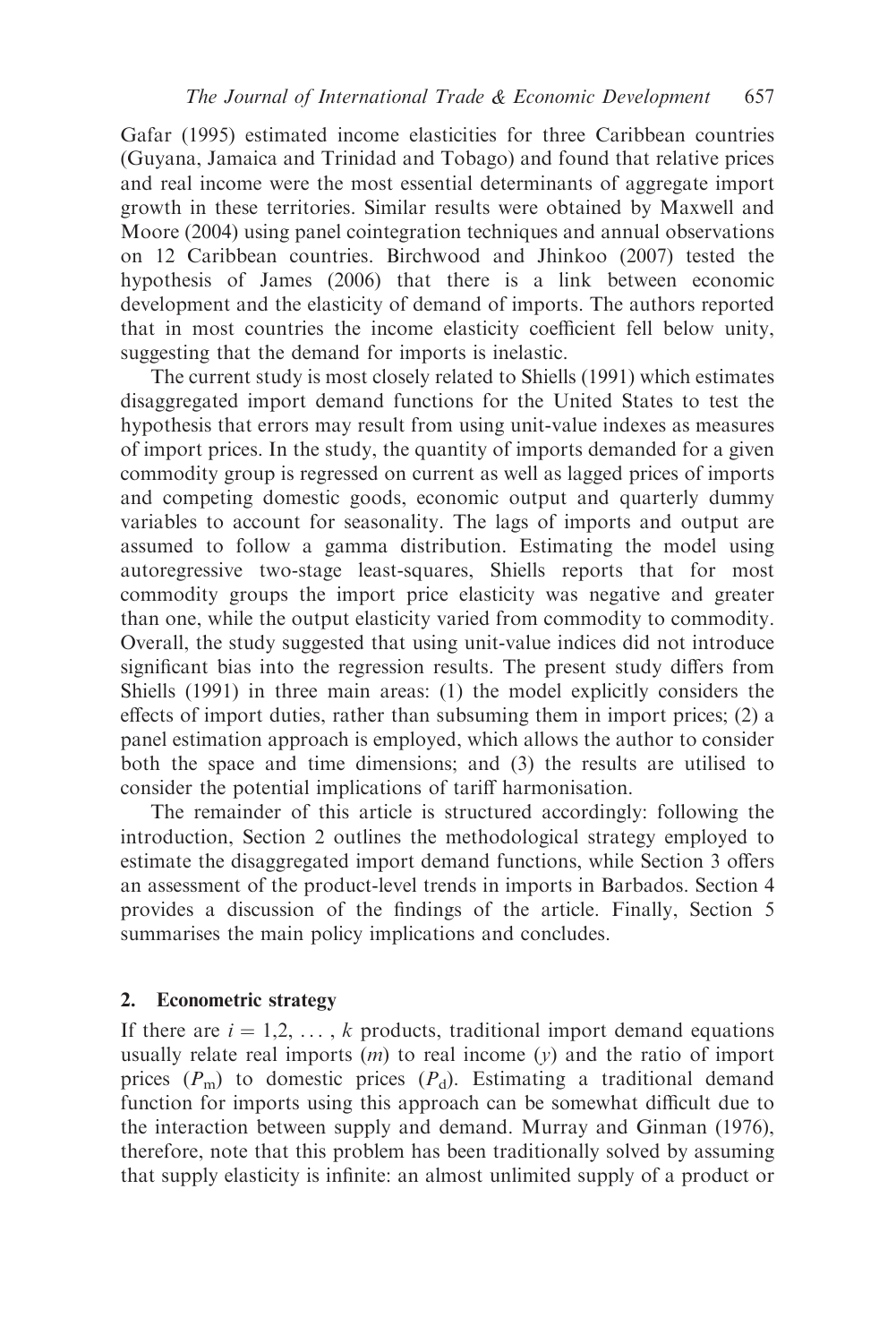Gafar (1995) estimated income elasticities for three Caribbean countries (Guyana, Jamaica and Trinidad and Tobago) and found that relative prices and real income were the most essential determinants of aggregate import growth in these territories. Similar results were obtained by Maxwell and Moore (2004) using panel cointegration techniques and annual observations on 12 Caribbean countries. Birchwood and Jhinkoo (2007) tested the hypothesis of James (2006) that there is a link between economic development and the elasticity of demand of imports. The authors reported that in most countries the income elasticity coefficient fell below unity, suggesting that the demand for imports is inelastic.

The current study is most closely related to Shiells (1991) which estimates disaggregated import demand functions for the United States to test the hypothesis that errors may result from using unit-value indexes as measures of import prices. In the study, the quantity of imports demanded for a given commodity group is regressed on current as well as lagged prices of imports and competing domestic goods, economic output and quarterly dummy variables to account for seasonality. The lags of imports and output are assumed to follow a gamma distribution. Estimating the model using autoregressive two-stage least-squares, Shiells reports that for most commodity groups the import price elasticity was negative and greater than one, while the output elasticity varied from commodity to commodity. Overall, the study suggested that using unit-value indices did not introduce significant bias into the regression results. The present study differs from Shiells (1991) in three main areas: (1) the model explicitly considers the effects of import duties, rather than subsuming them in import prices; (2) a panel estimation approach is employed, which allows the author to consider both the space and time dimensions; and (3) the results are utilised to consider the potential implications of tariff harmonisation.

The remainder of this article is structured accordingly: following the introduction, Section 2 outlines the methodological strategy employed to estimate the disaggregated import demand functions, while Section 3 offers an assessment of the product-level trends in imports in Barbados. Section 4 provides a discussion of the findings of the article. Finally, Section 5 summarises the main policy implications and concludes.

## 2. Econometric strategy

If there are $i = 1,2, \ldots, k$ products, traditional import demand equations usually relate real imports ($m$) to real income ($y$) and the ratio of import prices ($P_m$) to domestic prices ($P_d$). Estimating a traditional demand function for imports using this approach can be somewhat difficult due to the interaction between supply and demand. Murray and Ginman (1976), therefore, note that this problem has been traditionally solved by assuming that supply elasticity is infinite: an almost unlimited supply of a product or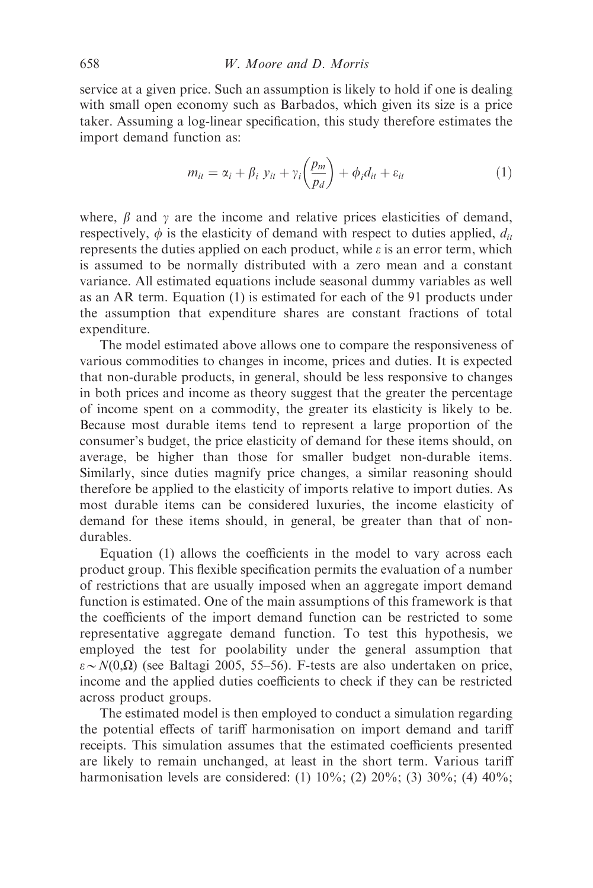service at a given price. Such an assumption is likely to hold if one is dealing with small open economy such as Barbados, which given its size is a price taker. Assuming a log-linear specification, this study therefore estimates the import demand function as:

$$m_{it} = \alpha_i + \beta_i \, y_{it} + \gamma_i \left( \frac{p_m}{p_d} \right) + \phi_i d_{it} + \varepsilon_{it} \tag{1}$$

where, $\beta$ and $\gamma$ are the income and relative prices elasticities of demand, respectively, $\phi$ is the elasticity of demand with respect to duties applied, $d_{it}$ represents the duties applied on each product, while $\varepsilon$ is an error term, which is assumed to be normally distributed with a zero mean and a constant variance. All estimated equations include seasonal dummy variables as well as an AR term. Equation (1) is estimated for each of the 91 products under the assumption that expenditure shares are constant fractions of total expenditure.

The model estimated above allows one to compare the responsiveness of various commodities to changes in income, prices and duties. It is expected that non-durable products, in general, should be less responsive to changes in both prices and income as theory suggest that the greater the percentage of income spent on a commodity, the greater its elasticity is likely to be. Because most durable items tend to represent a large proportion of the consumer's budget, the price elasticity of demand for these items should, on average, be higher than those for smaller budget non-durable items. Similarly, since duties magnify price changes, a similar reasoning should therefore be applied to the elasticity of imports relative to import duties. As most durable items can be considered luxuries, the income elasticity of demand for these items should, in general, be greater than that of non-durables.

Equation (1) allows the coefficients in the model to vary across each product group. This flexible specification permits the evaluation of a number of restrictions that are usually imposed when an aggregate import demand function is estimated. One of the main assumptions of this framework is that the coefficients of the import demand function can be restricted to some representative aggregate demand function. To test this hypothesis, we employed the test for poolability under the general assumption that $\varepsilon \sim N(0,\Omega)$ (see Baltagi 2005, 55–56). F-tests are also undertaken on price, income and the applied duties coefficients to check if they can be restricted across product groups.

The estimated model is then employed to conduct a simulation regarding the potential effects of tariff harmonisation on import demand and tariff receipts. This simulation assumes that the estimated coefficients presented are likely to remain unchanged, at least in the short term. Various tariff harmonisation levels are considered: (1) 10%; (2) 20%; (3) 30%; (4) 40%;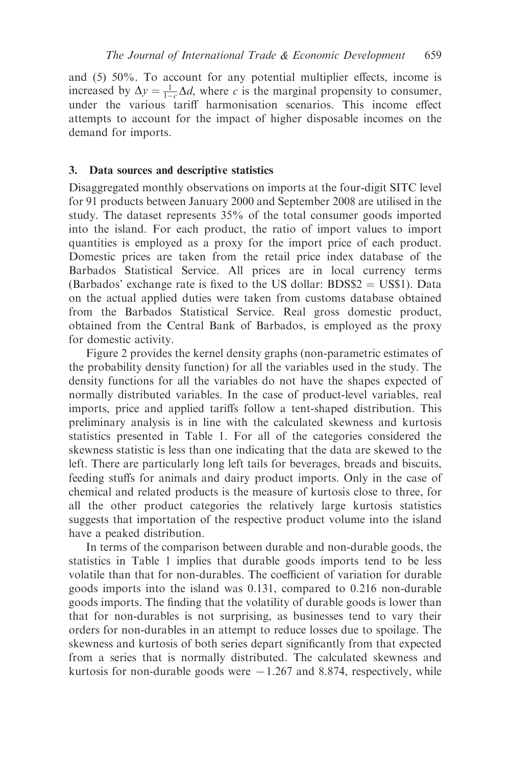and (5) 50%. To account for any potential multiplier effects, income is increased by $\Delta y = \frac{1}{1-c}\Delta d$, where $c$ is the marginal propensity to consumer, under the various tariff harmonisation scenarios. This income effect attempts to account for the impact of higher disposable incomes on the demand for imports.

## 3. Data sources and descriptive statistics

Disaggregated monthly observations on imports at the four-digit SITC level for 91 products between January 2000 and September 2008 are utilised in the study. The dataset represents 35% of the total consumer goods imported into the island. For each product, the ratio of import values to import quantities is employed as a proxy for the import price of each product. Domestic prices are taken from the retail price index database of the Barbados Statistical Service. All prices are in local currency terms (Barbados' exchange rate is fixed to the US dollar: BDS$2 = US$1). Data on the actual applied duties were taken from customs database obtained from the Barbados Statistical Service. Real gross domestic product, obtained from the Central Bank of Barbados, is employed as the proxy for domestic activity.

Figure 2 provides the kernel density graphs (non-parametric estimates of the probability density function) for all the variables used in the study. The density functions for all the variables do not have the shapes expected of normally distributed variables. In the case of product-level variables, real imports, price and applied tariffs follow a tent-shaped distribution. This preliminary analysis is in line with the calculated skewness and kurtosis statistics presented in Table 1. For all of the categories considered the skewness statistic is less than one indicating that the data are skewed to the left. There are particularly long left tails for beverages, breads and biscuits, feeding stuffs for animals and dairy product imports. Only in the case of chemical and related products is the measure of kurtosis close to three, for all the other product categories the relatively large kurtosis statistics suggests that importation of the respective product volume into the island have a peaked distribution.

In terms of the comparison between durable and non-durable goods, the statistics in Table 1 implies that durable goods imports tend to be less volatile than that for non-durables. The coefficient of variation for durable goods imports into the island was 0.131, compared to 0.216 non-durable goods imports. The finding that the volatility of durable goods is lower than that for non-durables is not surprising, as businesses tend to vary their orders for non-durables in an attempt to reduce losses due to spoilage. The skewness and kurtosis of both series depart significantly from that expected from a series that is normally distributed. The calculated skewness and kurtosis for non-durable goods were $-1.267$ and 8.874, respectively, while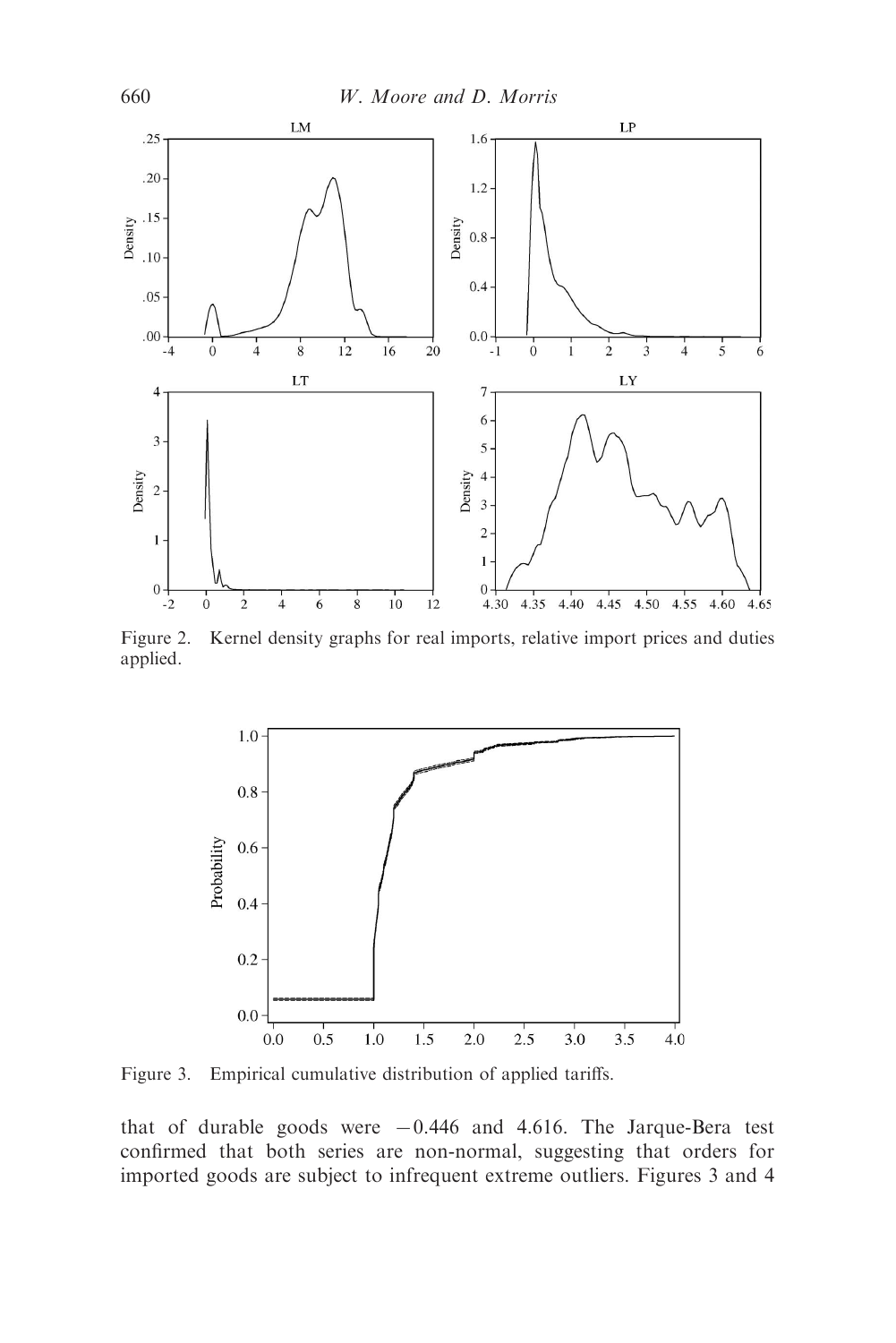Figure 2. Kernel density graphs for real imports, relative import prices and duties applied.

Figure 3. Empirical cumulative distribution of applied tariffs.

that of durable goods were $-0.446$ and 4.616. The Jarque-Bera test confirmed that both series are non-normal, suggesting that orders for imported goods are subject to infrequent extreme outliers. Figures 3 and 4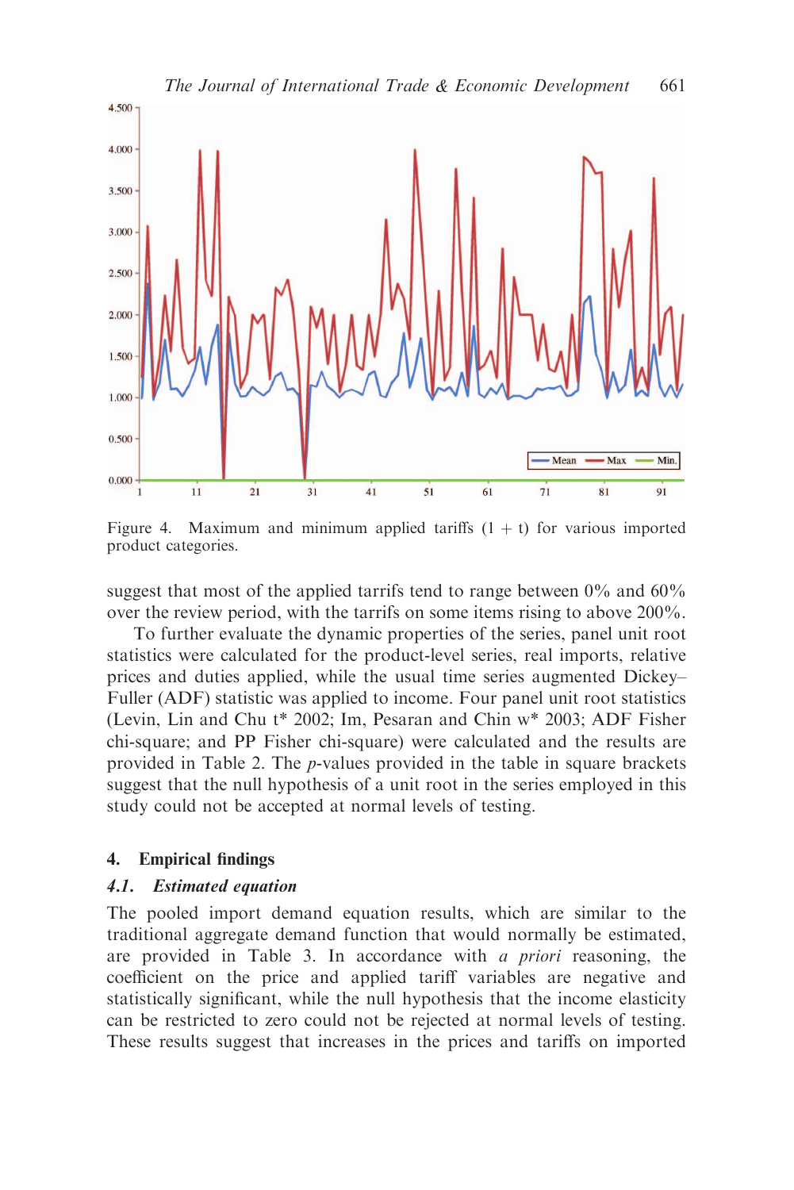Figure 4. Maximum and minimum applied tariffs (1 + t) for various imported product categories.

suggest that most of the applied tarrifs tend to range between 0% and 60% over the review period, with the tarrifs on some items rising to above 200%.

To further evaluate the dynamic properties of the series, panel unit root statistics were calculated for the product-level series, real imports, relative prices and duties applied, while the usual time series augmented Dickey–Fuller (ADF) statistic was applied to income. Four panel unit root statistics (Levin, Lin and Chu t* 2002; Im, Pesaran and Chin w* 2003; ADF Fisher chi-square; and PP Fisher chi-square) were calculated and the results are provided in Table 2. The *p*-values provided in the table in square brackets suggest that the null hypothesis of a unit root in the series employed in this study could not be accepted at normal levels of testing.

## 4. Empirical findings

### 4.1. Estimated equation

The pooled import demand equation results, which are similar to the traditional aggregate demand function that would normally be estimated, are provided in Table 3. In accordance with *a priori* reasoning, the coefficient on the price and applied tariff variables are negative and statistically significant, while the null hypothesis that the income elasticity can be restricted to zero could not be rejected at normal levels of testing. These results suggest that increases in the prices and tariffs on imported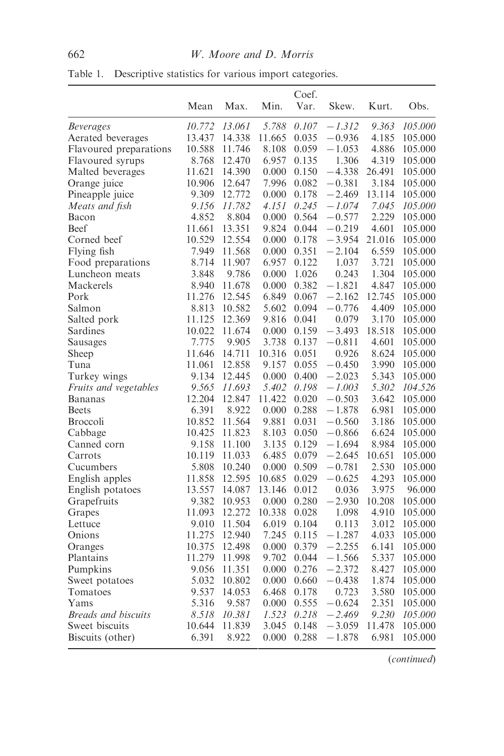Table 1. Descriptive statistics for various import categories.

| | Mean | Max. | Min. | Coef. Var. | Skew. | Kurt. | Obs. |
|---|---|---|---|---|---|---|---|
| *Beverages* | *10.772* | *13.061* | *5.788* | *0.107* | *−1.312* | *9.363* | *105.000* |
| Aerated beverages | 13.437 | 14.338 | 11.665 | 0.035 | −0.936 | 4.185 | 105.000 |
| Flavoured preparations | 10.588 | 11.746 | 8.108 | 0.059 | −1.053 | 4.886 | 105.000 |
| Flavoured syrups | 8.768 | 12.470 | 6.957 | 0.135 | 1.306 | 4.319 | 105.000 |
| Malted beverages | 11.621 | 14.390 | 0.000 | 0.150 | −4.338 | 26.491 | 105.000 |
| Orange juice | 10.906 | 12.647 | 7.996 | 0.082 | −0.381 | 3.184 | 105.000 |
| Pineapple juice | 9.309 | 12.772 | 0.000 | 0.178 | −2.469 | 13.114 | 105.000 |
| *Meats and fish* | *9.156* | *11.782* | *4.151* | *0.245* | *−1.074* | *7.045* | *105.000* |
| Bacon | 4.852 | 8.804 | 0.000 | 0.564 | −0.577 | 2.229 | 105.000 |
| Beef | 11.661 | 13.351 | 9.824 | 0.044 | −0.219 | 4.601 | 105.000 |
| Corned beef | 10.529 | 12.554 | 0.000 | 0.178 | −3.954 | 21.016 | 105.000 |
| Flying fish | 7.949 | 11.568 | 0.000 | 0.351 | −2.104 | 6.559 | 105.000 |
| Food preparations | 8.714 | 11.907 | 6.957 | 0.122 | 1.037 | 3.721 | 105.000 |
| Luncheon meats | 3.848 | 9.786 | 0.000 | 1.026 | 0.243 | 1.304 | 105.000 |
| Mackerels | 8.940 | 11.678 | 0.000 | 0.382 | −1.821 | 4.847 | 105.000 |
| Pork | 11.276 | 12.545 | 6.849 | 0.067 | −2.162 | 12.745 | 105.000 |
| Salmon | 8.813 | 10.582 | 5.602 | 0.094 | −0.776 | 4.409 | 105.000 |
| Salted pork | 11.125 | 12.369 | 9.816 | 0.041 | 0.079 | 3.170 | 105.000 |
| Sardines | 10.022 | 11.674 | 0.000 | 0.159 | −3.493 | 18.518 | 105.000 |
| Sausages | 7.775 | 9.905 | 3.738 | 0.137 | −0.811 | 4.601 | 105.000 |
| Sheep | 11.646 | 14.711 | 10.316 | 0.051 | 0.926 | 8.624 | 105.000 |
| Tuna | 11.061 | 12.858 | 9.157 | 0.055 | −0.450 | 3.990 | 105.000 |
| Turkey wings | 9.134 | 12.445 | 0.000 | 0.400 | −2.023 | 5.343 | 105.000 |
| *Fruits and vegetables* | *9.565* | *11.693* | *5.402* | *0.198* | *−1.003* | *5.302* | *104.526* |
| Bananas | 12.204 | 12.847 | 11.422 | 0.020 | −0.503 | 3.642 | 105.000 |
| Beets | 6.391 | 8.922 | 0.000 | 0.288 | −1.878 | 6.981 | 105.000 |
| Broccoli | 10.852 | 11.564 | 9.881 | 0.031 | −0.560 | 3.186 | 105.000 |
| Cabbage | 10.425 | 11.823 | 8.103 | 0.050 | −0.866 | 6.624 | 105.000 |
| Canned corn | 9.158 | 11.100 | 3.135 | 0.129 | −1.694 | 8.984 | 105.000 |
| Carrots | 10.119 | 11.033 | 6.485 | 0.079 | −2.645 | 10.651 | 105.000 |
| Cucumbers | 5.808 | 10.240 | 0.000 | 0.509 | −0.781 | 2.530 | 105.000 |
| English apples | 11.858 | 12.595 | 10.685 | 0.029 | −0.625 | 4.293 | 105.000 |
| English potatoes | 13.557 | 14.087 | 13.146 | 0.012 | 0.036 | 3.975 | 96.000 |
| Grapefruits | 9.382 | 10.953 | 0.000 | 0.280 | −2.930 | 10.208 | 105.000 |
| Grapes | 11.093 | 12.272 | 10.338 | 0.028 | 1.098 | 4.910 | 105.000 |
| Lettuce | 9.010 | 11.504 | 6.019 | 0.104 | 0.113 | 3.012 | 105.000 |
| Onions | 11.275 | 12.940 | 7.245 | 0.115 | −1.287 | 4.033 | 105.000 |
| Oranges | 10.375 | 12.498 | 0.000 | 0.379 | −2.255 | 6.141 | 105.000 |
| Plantains | 11.279 | 11.998 | 9.702 | 0.044 | −1.566 | 5.337 | 105.000 |
| Pumpkins | 9.056 | 11.351 | 0.000 | 0.276 | −2.372 | 8.427 | 105.000 |
| Sweet potatoes | 5.032 | 10.802 | 0.000 | 0.660 | −0.438 | 1.874 | 105.000 |
| Tomatoes | 9.537 | 14.053 | 6.468 | 0.178 | 0.723 | 3.580 | 105.000 |
| Yams | 5.316 | 9.587 | 0.000 | 0.555 | −0.624 | 2.351 | 105.000 |
| *Breads and biscuits* | *8.518* | *10.381* | *1.523* | *0.218* | *−2.469* | *9.230* | *105.000* |
| Sweet biscuits | 10.644 | 11.839 | 3.045 | 0.148 | −3.059 | 11.478 | 105.000 |
| Biscuits (other) | 6.391 | 8.922 | 0.000 | 0.288 | −1.878 | 6.981 | 105.000 |

(*continued*)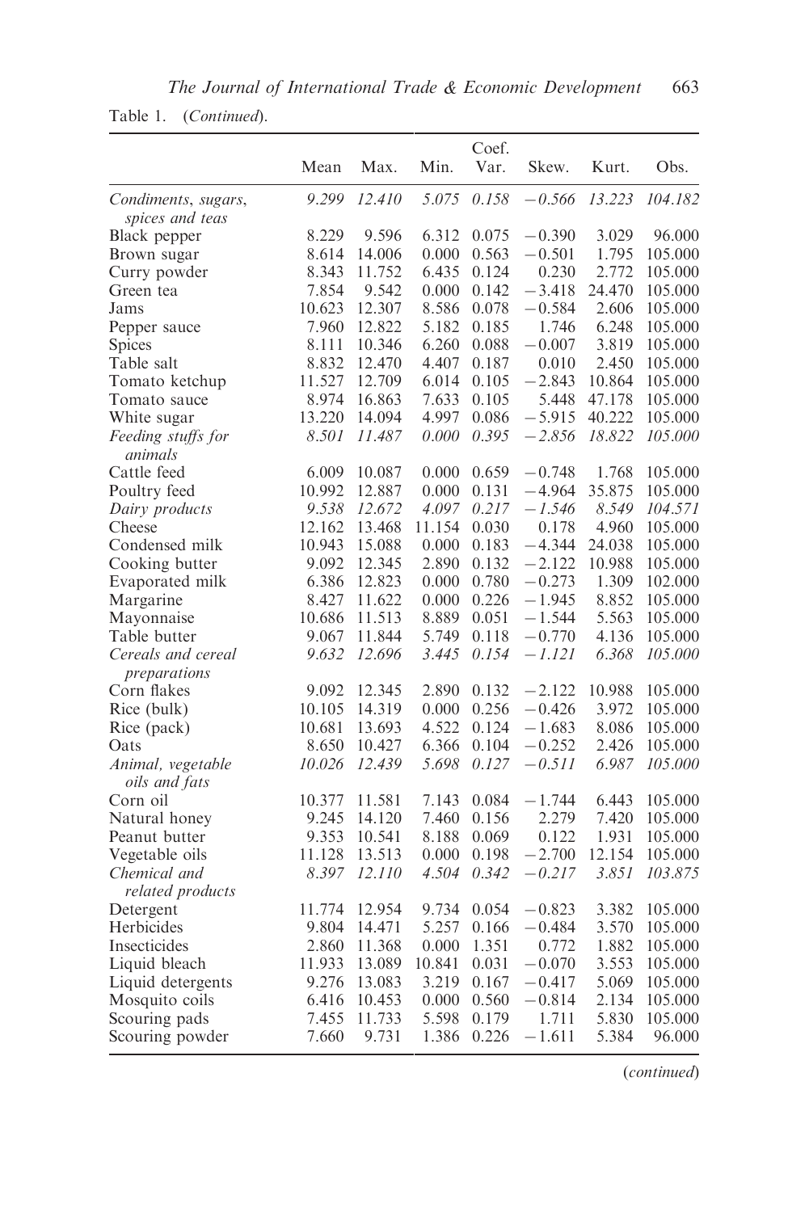Table 1. (*Continued*).

| | Mean | Max. | Min. | Coef. Var. | Skew. | Kurt. | Obs. |
|---|---|---|---|---|---|---|---|
| *Condiments, sugars, spices and teas* | *9.299* | *12.410* | *5.075* | *0.158* | *−0.566* | *13.223* | *104.182* |
| Black pepper | 8.229 | 9.596 | 6.312 | 0.075 | −0.390 | 3.029 | 96.000 |
| Brown sugar | 8.614 | 14.006 | 0.000 | 0.563 | −0.501 | 1.795 | 105.000 |
| Curry powder | 8.343 | 11.752 | 6.435 | 0.124 | 0.230 | 2.772 | 105.000 |
| Green tea | 7.854 | 9.542 | 0.000 | 0.142 | −3.418 | 24.470 | 105.000 |
| Jams | 10.623 | 12.307 | 8.586 | 0.078 | −0.584 | 2.606 | 105.000 |
| Pepper sauce | 7.960 | 12.822 | 5.182 | 0.185 | 1.746 | 6.248 | 105.000 |
| Spices | 8.111 | 10.346 | 6.260 | 0.088 | −0.007 | 3.819 | 105.000 |
| Table salt | 8.832 | 12.470 | 4.407 | 0.187 | 0.010 | 2.450 | 105.000 |
| Tomato ketchup | 11.527 | 12.709 | 6.014 | 0.105 | −2.843 | 10.864 | 105.000 |
| Tomato sauce | 8.974 | 16.863 | 7.633 | 0.105 | 5.448 | 47.178 | 105.000 |
| White sugar | 13.220 | 14.094 | 4.997 | 0.086 | −5.915 | 40.222 | 105.000 |
| *Feeding stuffs for animals* | *8.501* | *11.487* | *0.000* | *0.395* | *−2.856* | *18.822* | *105.000* |
| Cattle feed | 6.009 | 10.087 | 0.000 | 0.659 | −0.748 | 1.768 | 105.000 |
| Poultry feed | 10.992 | 12.887 | 0.000 | 0.131 | −4.964 | 35.875 | 105.000 |
| *Dairy products* | *9.538* | *12.672* | *4.097* | *0.217* | *−1.546* | *8.549* | *104.571* |
| Cheese | 12.162 | 13.468 | 11.154 | 0.030 | 0.178 | 4.960 | 105.000 |
| Condensed milk | 10.943 | 15.088 | 0.000 | 0.183 | −4.344 | 24.038 | 105.000 |
| Cooking butter | 9.092 | 12.345 | 2.890 | 0.132 | −2.122 | 10.988 | 105.000 |
| Evaporated milk | 6.386 | 12.823 | 0.000 | 0.780 | −0.273 | 1.309 | 102.000 |
| Margarine | 8.427 | 11.622 | 0.000 | 0.226 | −1.945 | 8.852 | 105.000 |
| Mayonnaise | 10.686 | 11.513 | 8.889 | 0.051 | −1.544 | 5.563 | 105.000 |
| Table butter | 9.067 | 11.844 | 5.749 | 0.118 | −0.770 | 4.136 | 105.000 |
| *Cereals and cereal preparations* | *9.632* | *12.696* | *3.445* | *0.154* | *−1.121* | *6.368* | *105.000* |
| Corn flakes | 9.092 | 12.345 | 2.890 | 0.132 | −2.122 | 10.988 | 105.000 |
| Rice (bulk) | 10.105 | 14.319 | 0.000 | 0.256 | −0.426 | 3.972 | 105.000 |
| Rice (pack) | 10.681 | 13.693 | 4.522 | 0.124 | −1.683 | 8.086 | 105.000 |
| Oats | 8.650 | 10.427 | 6.366 | 0.104 | −0.252 | 2.426 | 105.000 |
| *Animal, vegetable oils and fats* | *10.026* | *12.439* | *5.698* | *0.127* | *−0.511* | *6.987* | *105.000* |
| Corn oil | 10.377 | 11.581 | 7.143 | 0.084 | −1.744 | 6.443 | 105.000 |
| Natural honey | 9.245 | 14.120 | 7.460 | 0.156 | 2.279 | 7.420 | 105.000 |
| Peanut butter | 9.353 | 10.541 | 8.188 | 0.069 | 0.122 | 1.931 | 105.000 |
| Vegetable oils | 11.128 | 13.513 | 0.000 | 0.198 | −2.700 | 12.154 | 105.000 |
| *Chemical and related products* | *8.397* | *12.110* | *4.504* | *0.342* | *−0.217* | *3.851* | *103.875* |
| Detergent | 11.774 | 12.954 | 9.734 | 0.054 | −0.823 | 3.382 | 105.000 |
| Herbicides | 9.804 | 14.471 | 5.257 | 0.166 | −0.484 | 3.570 | 105.000 |
| Insecticides | 2.860 | 11.368 | 0.000 | 1.351 | 0.772 | 1.882 | 105.000 |
| Liquid bleach | 11.933 | 13.089 | 10.841 | 0.031 | −0.070 | 3.553 | 105.000 |
| Liquid detergents | 9.276 | 13.083 | 3.219 | 0.167 | −0.417 | 5.069 | 105.000 |
| Mosquito coils | 6.416 | 10.453 | 0.000 | 0.560 | −0.814 | 2.134 | 105.000 |
| Scouring pads | 7.455 | 11.733 | 5.598 | 0.179 | 1.711 | 5.830 | 105.000 |
| Scouring powder | 7.660 | 9.731 | 1.386 | 0.226 | −1.611 | 5.384 | 96.000 |

(*continued*)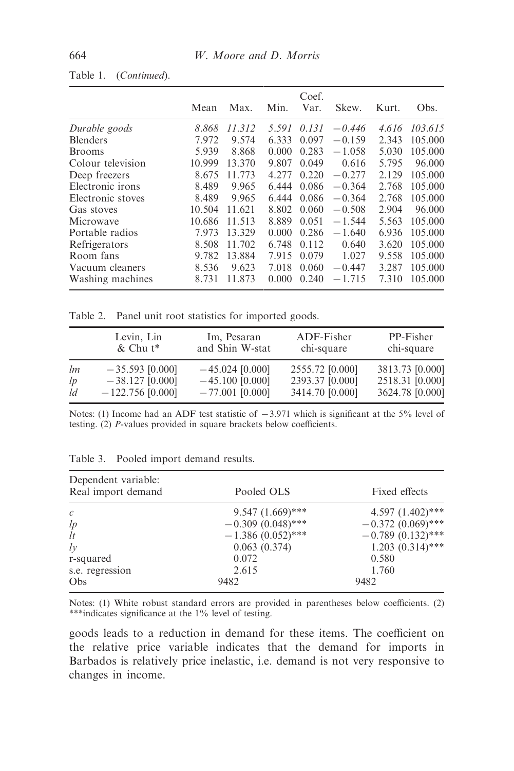Table 1. (*Continued*).

| | Mean | Max. | Min. | Coef. Var. | Skew. | Kurt. | Obs. |
|---|---|---|---|---|---|---|---|
| *Durable goods* | *8.868* | *11.312* | *5.591* | *0.131* | *−0.446* | *4.616* | *103.615* |
| Blenders | 7.972 | 9.574 | 6.333 | 0.097 | −0.159 | 2.343 | 105.000 |
| Brooms | 5.939 | 8.868 | 0.000 | 0.283 | −1.058 | 5.030 | 105.000 |
| Colour television | 10.999 | 13.370 | 9.807 | 0.049 | 0.616 | 5.795 | 96.000 |
| Deep freezers | 8.675 | 11.773 | 4.277 | 0.220 | −0.277 | 2.129 | 105.000 |
| Electronic irons | 8.489 | 9.965 | 6.444 | 0.086 | −0.364 | 2.768 | 105.000 |
| Electronic stoves | 8.489 | 9.965 | 6.444 | 0.086 | −0.364 | 2.768 | 105.000 |
| Gas stoves | 10.504 | 11.621 | 8.802 | 0.060 | −0.508 | 2.904 | 96.000 |
| Microwave | 10.686 | 11.513 | 8.889 | 0.051 | −1.544 | 5.563 | 105.000 |
| Portable radios | 7.973 | 13.329 | 0.000 | 0.286 | −1.640 | 6.936 | 105.000 |
| Refrigerators | 8.508 | 11.702 | 6.748 | 0.112 | 0.640 | 3.620 | 105.000 |
| Room fans | 9.782 | 13.884 | 7.915 | 0.079 | 1.027 | 9.558 | 105.000 |
| Vacuum cleaners | 8.536 | 9.623 | 7.018 | 0.060 | −0.447 | 3.287 | 105.000 |
| Washing machines | 8.731 | 11.873 | 0.000 | 0.240 | −1.715 | 7.310 | 105.000 |

Table 2. Panel unit root statistics for imported goods.

| | Levin, Lin & Chu t* | Im, Pesaran and Shin W-stat | ADF-Fisher chi-square | PP-Fisher chi-square |
|---|---|---|---|---|
| *lm* | −35.593 [0.000] | −45.024 [0.000] | 2555.72 [0.000] | 3813.73 [0.000] |
| *lp* | −38.127 [0.000] | −45.100 [0.000] | 2393.37 [0.000] | 2518.31 [0.000] |
| *ld* | −122.756 [0.000] | −77.001 [0.000] | 3414.70 [0.000] | 3624.78 [0.000] |

Notes: (1) Income had an ADF test statistic of −3.971 which is significant at the 5% level of testing. (2) *P*-values provided in square brackets below coefficients.

Table 3. Pooled import demand results.

| Dependent variable: Real import demand | Pooled OLS | Fixed effects |
|---|---|---|
| *c* | 9.547 (1.669)*** | 4.597 (1.402)*** |
| *lp* | −0.309 (0.048)*** | −0.372 (0.069)*** |
| *lt* | −1.386 (0.052)*** | −0.789 (0.132)*** |
| *ly* | 0.063 (0.374) | 1.203 (0.314)*** |
| r-squared | 0.072 | 0.580 |
| s.e. regression | 2.615 | 1.760 |
| Obs | 9482 | 9482 |

Notes: (1) White robust standard errors are provided in parentheses below coefficients. (2) ***indicates significance at the 1% level of testing.

goods leads to a reduction in demand for these items. The coefficient on the relative price variable indicates that the demand for imports in Barbados is relatively price inelastic, i.e. demand is not very responsive to changes in income.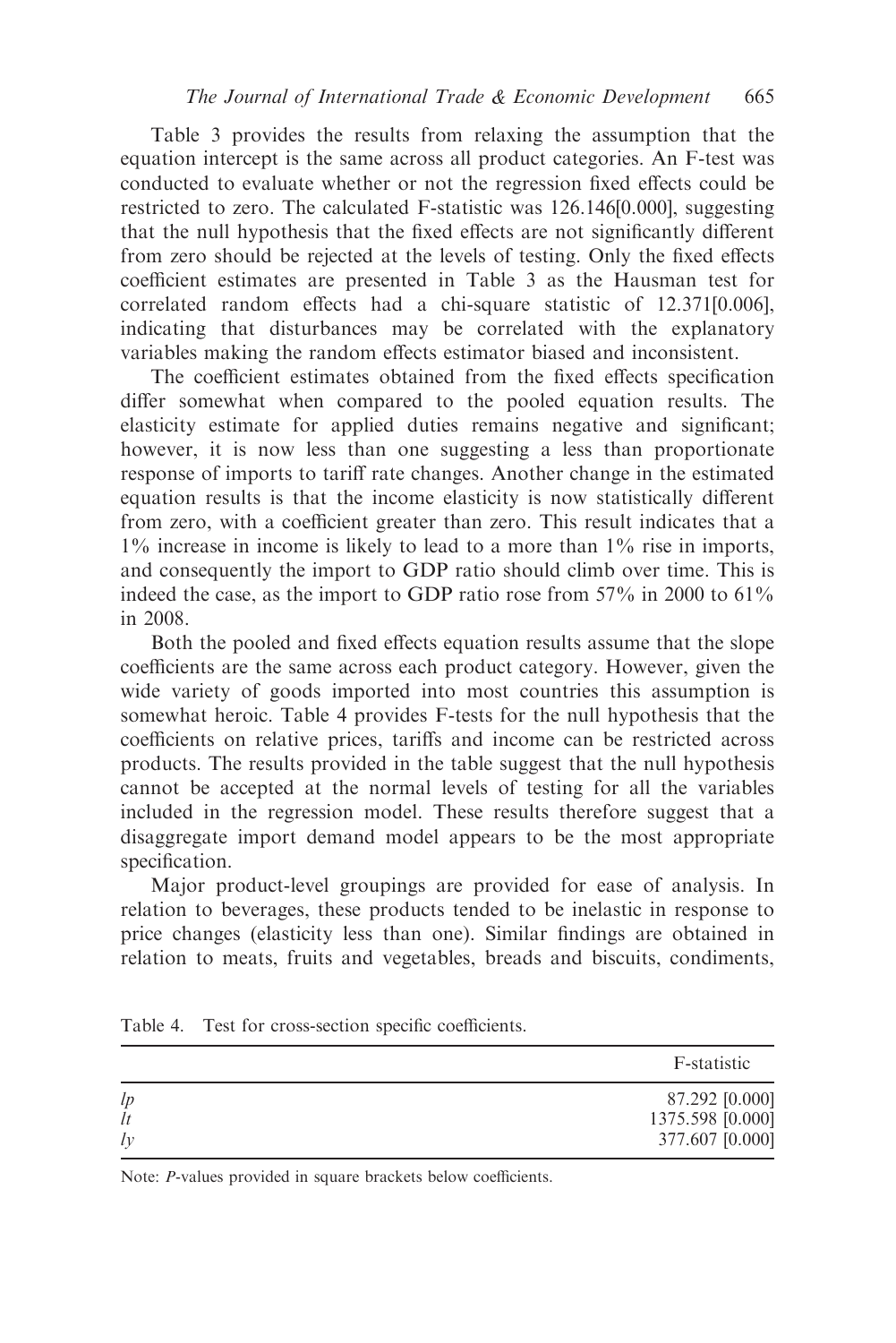Table 3 provides the results from relaxing the assumption that the equation intercept is the same across all product categories. An F-test was conducted to evaluate whether or not the regression fixed effects could be restricted to zero. The calculated F-statistic was 126.146[0.000], suggesting that the null hypothesis that the fixed effects are not significantly different from zero should be rejected at the levels of testing. Only the fixed effects coefficient estimates are presented in Table 3 as the Hausman test for correlated random effects had a chi-square statistic of 12.371[0.006], indicating that disturbances may be correlated with the explanatory variables making the random effects estimator biased and inconsistent.

The coefficient estimates obtained from the fixed effects specification differ somewhat when compared to the pooled equation results. The elasticity estimate for applied duties remains negative and significant; however, it is now less than one suggesting a less than proportionate response of imports to tariff rate changes. Another change in the estimated equation results is that the income elasticity is now statistically different from zero, with a coefficient greater than zero. This result indicates that a 1% increase in income is likely to lead to a more than 1% rise in imports, and consequently the import to GDP ratio should climb over time. This is indeed the case, as the import to GDP ratio rose from 57% in 2000 to 61% in 2008.

Both the pooled and fixed effects equation results assume that the slope coefficients are the same across each product category. However, given the wide variety of goods imported into most countries this assumption is somewhat heroic. Table 4 provides F-tests for the null hypothesis that the coefficients on relative prices, tariffs and income can be restricted across products. The results provided in the table suggest that the null hypothesis cannot be accepted at the normal levels of testing for all the variables included in the regression model. These results therefore suggest that a disaggregate import demand model appears to be the most appropriate specification.

Major product-level groupings are provided for ease of analysis. In relation to beverages, these products tended to be inelastic in response to price changes (elasticity less than one). Similar findings are obtained in relation to meats, fruits and vegetables, breads and biscuits, condiments,

Table 4. Test for cross-section specific coefficients.

| | F-statistic |
|---|---|
| *lp* | 87.292 [0.000] |
| *lt* | 1375.598 [0.000] |
| *ly* | 377.607 [0.000] |

Note: *P*-values provided in square brackets below coefficients.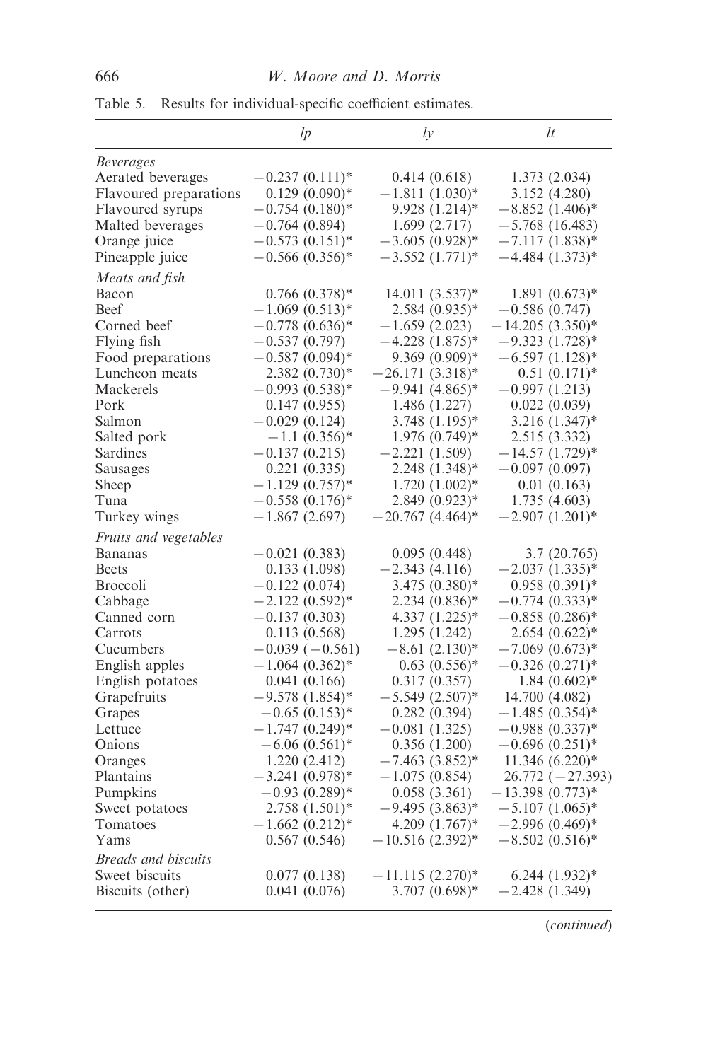Table 5. Results for individual-specific coefficient estimates.

| | *lp* | *ly* | *lt* |
|---|---|---|---|
| *Beverages* | | | |
| Aerated beverages | −0.237 (0.111)* | 0.414 (0.618) | 1.373 (2.034) |
| Flavoured preparations | 0.129 (0.090)* | −1.811 (1.030)* | 3.152 (4.280) |
| Flavoured syrups | −0.754 (0.180)* | 9.928 (1.214)* | −8.852 (1.406)* |
| Malted beverages | −0.764 (0.894) | 1.699 (2.717) | −5.768 (16.483) |
| Orange juice | −0.573 (0.151)* | −3.605 (0.928)* | −7.117 (1.838)* |
| Pineapple juice | −0.566 (0.356)* | −3.552 (1.771)* | −4.484 (1.373)* |
| *Meats and fish* | | | |
| Bacon | 0.766 (0.378)* | 14.011 (3.537)* | 1.891 (0.673)* |
| Beef | −1.069 (0.513)* | 2.584 (0.935)* | −0.586 (0.747) |
| Corned beef | −0.778 (0.636)* | −1.659 (2.023) | −14.205 (3.350)* |
| Flying fish | −0.537 (0.797) | −4.228 (1.875)* | −9.323 (1.728)* |
| Food preparations | −0.587 (0.094)* | 9.369 (0.909)* | −6.597 (1.128)* |
| Luncheon meats | 2.382 (0.730)* | −26.171 (3.318)* | 0.51 (0.171)* |
| Mackerels | −0.993 (0.538)* | −9.941 (4.865)* | −0.997 (1.213) |
| Pork | 0.147 (0.955) | 1.486 (1.227) | 0.022 (0.039) |
| Salmon | −0.029 (0.124) | 3.748 (1.195)* | 3.216 (1.347)* |
| Salted pork | −1.1 (0.356)* | 1.976 (0.749)* | 2.515 (3.332) |
| Sardines | −0.137 (0.215) | −2.221 (1.509) | −14.57 (1.729)* |
| Sausages | 0.221 (0.335) | 2.248 (1.348)* | −0.097 (0.097) |
| Sheep | −1.129 (0.757)* | 1.720 (1.002)* | 0.01 (0.163) |
| Tuna | −0.558 (0.176)* | 2.849 (0.923)* | 1.735 (4.603) |
| Turkey wings | −1.867 (2.697) | −20.767 (4.464)* | −2.907 (1.201)* |
| *Fruits and vegetables* | | | |
| Bananas | −0.021 (0.383) | 0.095 (0.448) | 3.7 (20.765) |
| Beets | 0.133 (1.098) | −2.343 (4.116) | −2.037 (1.335)* |
| Broccoli | −0.122 (0.074) | 3.475 (0.380)* | 0.958 (0.391)* |
| Cabbage | −2.122 (0.592)* | 2.234 (0.836)* | −0.774 (0.333)* |
| Canned corn | −0.137 (0.303) | 4.337 (1.225)* | −0.858 (0.286)* |
| Carrots | 0.113 (0.568) | 1.295 (1.242) | 2.654 (0.622)* |
| Cucumbers | −0.039 (−0.561) | −8.61 (2.130)* | −7.069 (0.673)* |
| English apples | −1.064 (0.362)* | 0.63 (0.556)* | −0.326 (0.271)* |
| English potatoes | 0.041 (0.166) | 0.317 (0.357) | 1.84 (0.602)* |
| Grapefruits | −9.578 (1.854)* | −5.549 (2.507)* | 14.700 (4.082) |
| Grapes | −0.65 (0.153)* | 0.282 (0.394) | −1.485 (0.354)* |
| Lettuce | −1.747 (0.249)* | −0.081 (1.325) | −0.988 (0.337)* |
| Onions | −6.06 (0.561)* | 0.356 (1.200) | −0.696 (0.251)* |
| Oranges | 1.220 (2.412) | −7.463 (3.852)* | 11.346 (6.220)* |
| Plantains | −3.241 (0.978)* | −1.075 (0.854) | 26.772 (−27.393) |
| Pumpkins | −0.93 (0.289)* | 0.058 (3.361) | −13.398 (0.773)* |
| Sweet potatoes | 2.758 (1.501)* | −9.495 (3.863)* | −5.107 (1.065)* |
| Tomatoes | −1.662 (0.212)* | 4.209 (1.767)* | −2.996 (0.469)* |
| Yams | 0.567 (0.546) | −10.516 (2.392)* | −8.502 (0.516)* |
| *Breads and biscuits* | | | |
| Sweet biscuits | 0.077 (0.138) | −11.115 (2.270)* | 6.244 (1.932)* |
| Biscuits (other) | 0.041 (0.076) | 3.707 (0.698)* | −2.428 (1.349) |

(*continued*)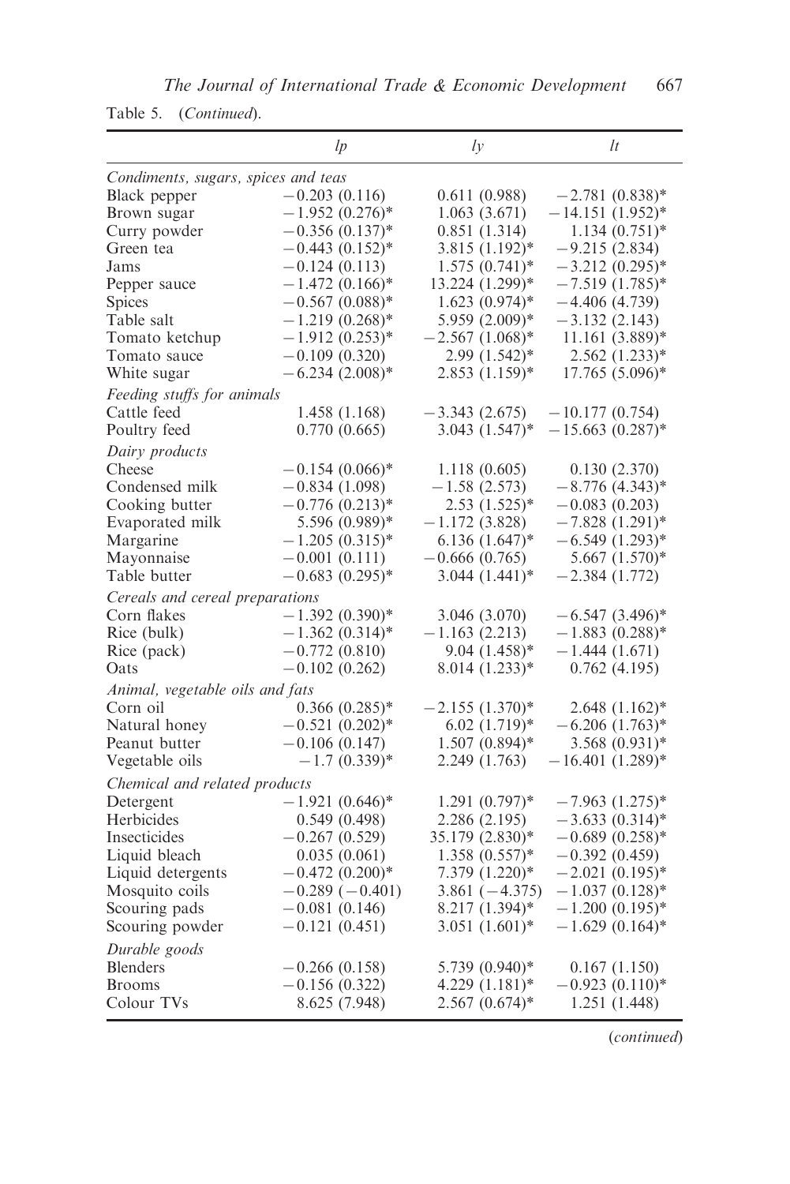Table 5. (*Continued*).

| | *lp* | *ly* | *lt* |
|---|---|---|---|
| *Condiments, sugars, spices and teas* | | | |
| Black pepper | −0.203 (0.116) | 0.611 (0.988) | −2.781 (0.838)* |
| Brown sugar | −1.952 (0.276)* | 1.063 (3.671) | −14.151 (1.952)* |
| Curry powder | −0.356 (0.137)* | 0.851 (1.314) | 1.134 (0.751)* |
| Green tea | −0.443 (0.152)* | 3.815 (1.192)* | −9.215 (2.834) |
| Jams | −0.124 (0.113) | 1.575 (0.741)* | −3.212 (0.295)* |
| Pepper sauce | −1.472 (0.166)* | 13.224 (1.299)* | −7.519 (1.785)* |
| Spices | −0.567 (0.088)* | 1.623 (0.974)* | −4.406 (4.739) |
| Table salt | −1.219 (0.268)* | 5.959 (2.009)* | −3.132 (2.143) |
| Tomato ketchup | −1.912 (0.253)* | −2.567 (1.068)* | 11.161 (3.889)* |
| Tomato sauce | −0.109 (0.320) | 2.99 (1.542)* | 2.562 (1.233)* |
| White sugar | −6.234 (2.008)* | 2.853 (1.159)* | 17.765 (5.096)* |
| *Feeding stuffs for animals* | | | |
| Cattle feed | 1.458 (1.168) | −3.343 (2.675) | −10.177 (0.754) |
| Poultry feed | 0.770 (0.665) | 3.043 (1.547)* | −15.663 (0.287)* |
| *Dairy products* | | | |
| Cheese | −0.154 (0.066)* | 1.118 (0.605) | 0.130 (2.370) |
| Condensed milk | −0.834 (1.098) | −1.58 (2.573) | −8.776 (4.343)* |
| Cooking butter | −0.776 (0.213)* | 2.53 (1.525)* | −0.083 (0.203) |
| Evaporated milk | 5.596 (0.989)* | −1.172 (3.828) | −7.828 (1.291)* |
| Margarine | −1.205 (0.315)* | 6.136 (1.647)* | −6.549 (1.293)* |
| Mayonnaise | −0.001 (0.111) | −0.666 (0.765) | 5.667 (1.570)* |
| Table butter | −0.683 (0.295)* | 3.044 (1.441)* | −2.384 (1.772) |
| *Cereals and cereal preparations* | | | |
| Corn flakes | −1.392 (0.390)* | 3.046 (3.070) | −6.547 (3.496)* |
| Rice (bulk) | −1.362 (0.314)* | −1.163 (2.213) | −1.883 (0.288)* |
| Rice (pack) | −0.772 (0.810) | 9.04 (1.458)* | −1.444 (1.671) |
| Oats | −0.102 (0.262) | 8.014 (1.233)* | 0.762 (4.195) |
| *Animal, vegetable oils and fats* | | | |
| Corn oil | 0.366 (0.285)* | −2.155 (1.370)* | 2.648 (1.162)* |
| Natural honey | −0.521 (0.202)* | 6.02 (1.719)* | −6.206 (1.763)* |
| Peanut butter | −0.106 (0.147) | 1.507 (0.894)* | 3.568 (0.931)* |
| Vegetable oils | −1.7 (0.339)* | 2.249 (1.763) | −16.401 (1.289)* |
| *Chemical and related products* | | | |
| Detergent | −1.921 (0.646)* | 1.291 (0.797)* | −7.963 (1.275)* |
| Herbicides | 0.549 (0.498) | 2.286 (2.195) | −3.633 (0.314)* |
| Insecticides | −0.267 (0.529) | 35.179 (2.830)* | −0.689 (0.258)* |
| Liquid bleach | 0.035 (0.061) | 1.358 (0.557)* | −0.392 (0.459) |
| Liquid detergents | −0.472 (0.200)* | 7.379 (1.220)* | −2.021 (0.195)* |
| Mosquito coils | −0.289 (−0.401) | 3.861 (−4.375) | −1.037 (0.128)* |
| Scouring pads | −0.081 (0.146) | 8.217 (1.394)* | −1.200 (0.195)* |
| Scouring powder | −0.121 (0.451) | 3.051 (1.601)* | −1.629 (0.164)* |
| *Durable goods* | | | |
| Blenders | −0.266 (0.158) | 5.739 (0.940)* | 0.167 (1.150) |
| Brooms | −0.156 (0.322) | 4.229 (1.181)* | −0.923 (0.110)* |
| Colour TVs | 8.625 (7.948) | 2.567 (0.674)* | 1.251 (1.448) |

(*continued*)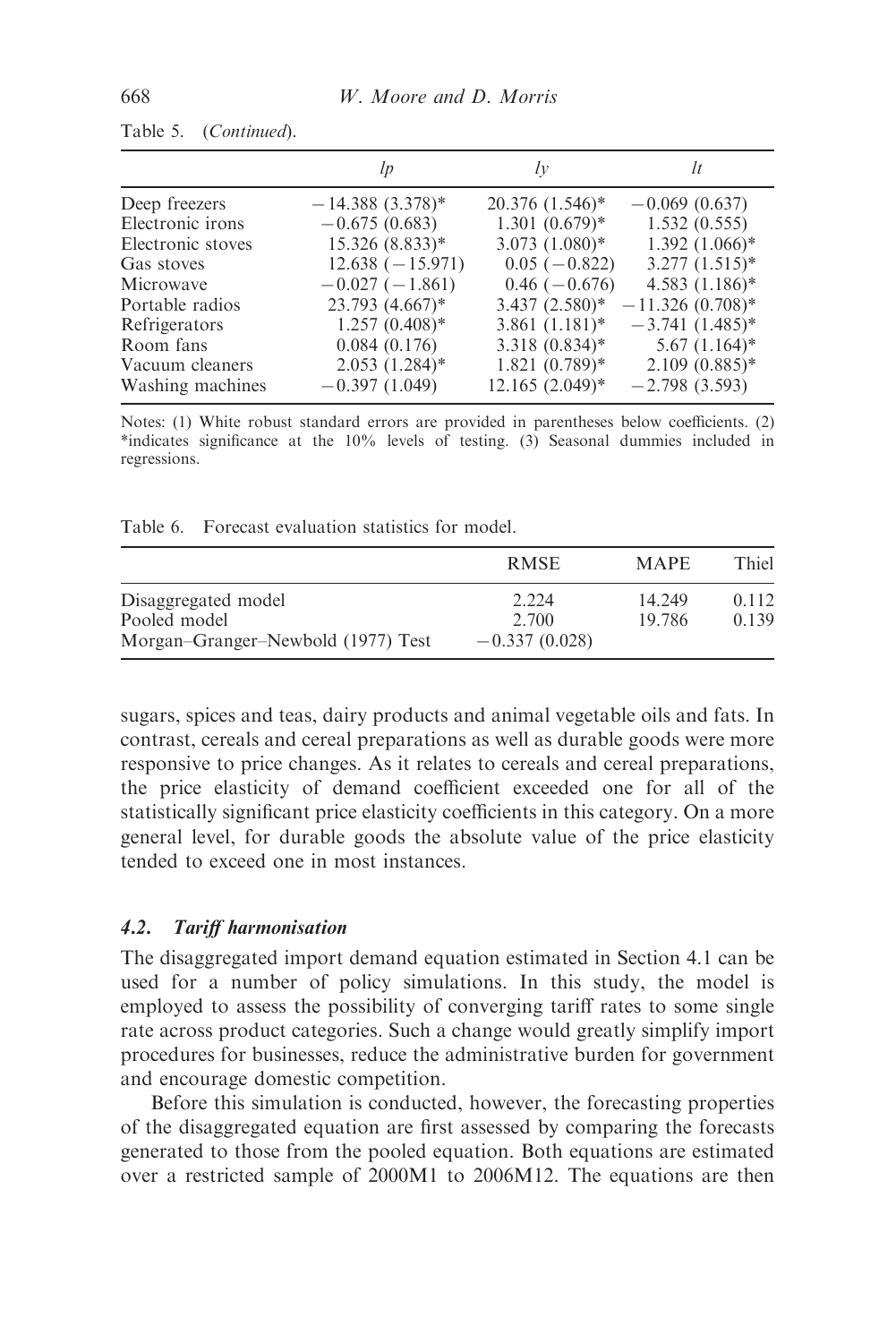Table 5. (*Continued*).

| | *lp* | *ly* | *lt* |
|---|---|---|---|
| Deep freezers | −14.388 (3.378)* | 20.376 (1.546)* | −0.069 (0.637) |
| Electronic irons | −0.675 (0.683) | 1.301 (0.679)* | 1.532 (0.555) |
| Electronic stoves | 15.326 (8.833)* | 3.073 (1.080)* | 1.392 (1.066)* |
| Gas stoves | 12.638 (−15.971) | 0.05 (−0.822) | 3.277 (1.515)* |
| Microwave | −0.027 (−1.861) | 0.46 (−0.676) | 4.583 (1.186)* |
| Portable radios | 23.793 (4.667)* | 3.437 (2.580)* | −11.326 (0.708)* |
| Refrigerators | 1.257 (0.408)* | 3.861 (1.181)* | −3.741 (1.485)* |
| Room fans | 0.084 (0.176) | 3.318 (0.834)* | 5.67 (1.164)* |
| Vacuum cleaners | 2.053 (1.284)* | 1.821 (0.789)* | 2.109 (0.885)* |
| Washing machines | −0.397 (1.049) | 12.165 (2.049)* | −2.798 (3.593) |

Notes: (1) White robust standard errors are provided in parentheses below coefficients. (2) *indicates significance at the 10% levels of testing. (3) Seasonal dummies included in regressions.

Table 6. Forecast evaluation statistics for model.

| | RMSE | MAPE | Thiel |
|---|---|---|---|
| Disaggregated model | 2.224 | 14.249 | 0.112 |
| Pooled model | 2.700 | 19.786 | 0.139 |
| Morgan–Granger–Newbold (1977) Test | −0.337 (0.028) | | |

sugars, spices and teas, dairy products and animal vegetable oils and fats. In contrast, cereals and cereal preparations as well as durable goods were more responsive to price changes. As it relates to cereals and cereal preparations, the price elasticity of demand coefficient exceeded one for all of the statistically significant price elasticity coefficients in this category. On a more general level, for durable goods the absolute value of the price elasticity tended to exceed one in most instances.

### 4.2. *Tariff harmonisation*

The disaggregated import demand equation estimated in Section 4.1 can be used for a number of policy simulations. In this study, the model is employed to assess the possibility of converging tariff rates to some single rate across product categories. Such a change would greatly simplify import procedures for businesses, reduce the administrative burden for government and encourage domestic competition.

Before this simulation is conducted, however, the forecasting properties of the disaggregated equation are first assessed by comparing the forecasts generated to those from the pooled equation. Both equations are estimated over a restricted sample of 2000M1 to 2006M12. The equations are then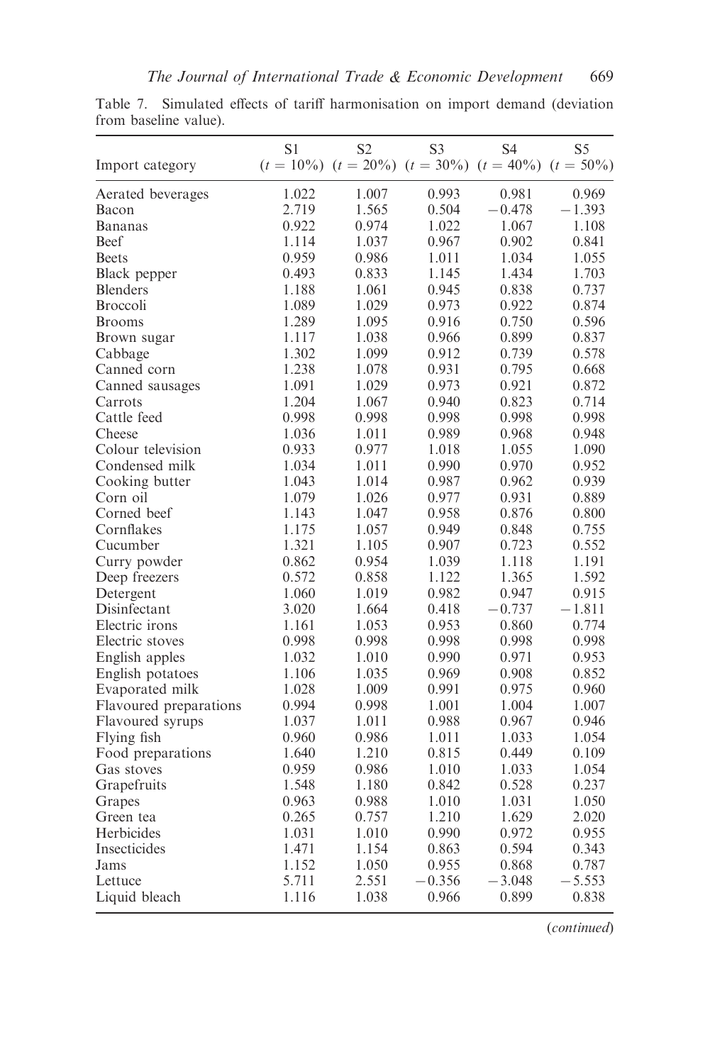Table 7. Simulated effects of tariff harmonisation on import demand (deviation from baseline value).

| Import category | S1 ($t = 10\%$) | S2 ($t = 20\%$) | S3 ($t = 30\%$) | S4 ($t = 40\%$) | S5 ($t = 50\%$) |
|---|---|---|---|---|---|
| Aerated beverages | 1.022 | 1.007 | 0.993 | 0.981 | 0.969 |
| Bacon | 2.719 | 1.565 | 0.504 | −0.478 | −1.393 |
| Bananas | 0.922 | 0.974 | 1.022 | 1.067 | 1.108 |
| Beef | 1.114 | 1.037 | 0.967 | 0.902 | 0.841 |
| Beets | 0.959 | 0.986 | 1.011 | 1.034 | 1.055 |
| Black pepper | 0.493 | 0.833 | 1.145 | 1.434 | 1.703 |
| Blenders | 1.188 | 1.061 | 0.945 | 0.838 | 0.737 |
| Broccoli | 1.089 | 1.029 | 0.973 | 0.922 | 0.874 |
| Brooms | 1.289 | 1.095 | 0.916 | 0.750 | 0.596 |
| Brown sugar | 1.117 | 1.038 | 0.966 | 0.899 | 0.837 |
| Cabbage | 1.302 | 1.099 | 0.912 | 0.739 | 0.578 |
| Canned corn | 1.238 | 1.078 | 0.931 | 0.795 | 0.668 |
| Canned sausages | 1.091 | 1.029 | 0.973 | 0.921 | 0.872 |
| Carrots | 1.204 | 1.067 | 0.940 | 0.823 | 0.714 |
| Cattle feed | 0.998 | 0.998 | 0.998 | 0.998 | 0.998 |
| Cheese | 1.036 | 1.011 | 0.989 | 0.968 | 0.948 |
| Colour television | 0.933 | 0.977 | 1.018 | 1.055 | 1.090 |
| Condensed milk | 1.034 | 1.011 | 0.990 | 0.970 | 0.952 |
| Cooking butter | 1.043 | 1.014 | 0.987 | 0.962 | 0.939 |
| Corn oil | 1.079 | 1.026 | 0.977 | 0.931 | 0.889 |
| Corned beef | 1.143 | 1.047 | 0.958 | 0.876 | 0.800 |
| Cornflakes | 1.175 | 1.057 | 0.949 | 0.848 | 0.755 |
| Cucumber | 1.321 | 1.105 | 0.907 | 0.723 | 0.552 |
| Curry powder | 0.862 | 0.954 | 1.039 | 1.118 | 1.191 |
| Deep freezers | 0.572 | 0.858 | 1.122 | 1.365 | 1.592 |
| Detergent | 1.060 | 1.019 | 0.982 | 0.947 | 0.915 |
| Disinfectant | 3.020 | 1.664 | 0.418 | −0.737 | −1.811 |
| Electric irons | 1.161 | 1.053 | 0.953 | 0.860 | 0.774 |
| Electric stoves | 0.998 | 0.998 | 0.998 | 0.998 | 0.998 |
| English apples | 1.032 | 1.010 | 0.990 | 0.971 | 0.953 |
| English potatoes | 1.106 | 1.035 | 0.969 | 0.908 | 0.852 |
| Evaporated milk | 1.028 | 1.009 | 0.991 | 0.975 | 0.960 |
| Flavoured preparations | 0.994 | 0.998 | 1.001 | 1.004 | 1.007 |
| Flavoured syrups | 1.037 | 1.011 | 0.988 | 0.967 | 0.946 |
| Flying fish | 0.960 | 0.986 | 1.011 | 1.033 | 1.054 |
| Food preparations | 1.640 | 1.210 | 0.815 | 0.449 | 0.109 |
| Gas stoves | 0.959 | 0.986 | 1.010 | 1.033 | 1.054 |
| Grapefruits | 1.548 | 1.180 | 0.842 | 0.528 | 0.237 |
| Grapes | 0.963 | 0.988 | 1.010 | 1.031 | 1.050 |
| Green tea | 0.265 | 0.757 | 1.210 | 1.629 | 2.020 |
| Herbicides | 1.031 | 1.010 | 0.990 | 0.972 | 0.955 |
| Insecticides | 1.471 | 1.154 | 0.863 | 0.594 | 0.343 |
| Jams | 1.152 | 1.050 | 0.955 | 0.868 | 0.787 |
| Lettuce | 5.711 | 2.551 | −0.356 | −3.048 | −5.553 |
| Liquid bleach | 1.116 | 1.038 | 0.966 | 0.899 | 0.838 |

(*continued*)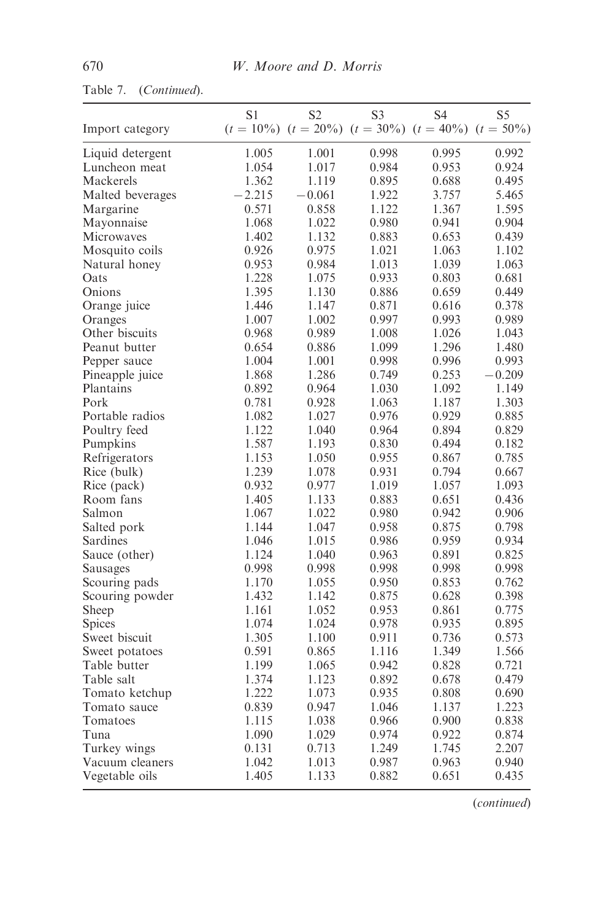Table 7. (*Continued*).

| Import category | S1 ($t = 10\%$) | S2 ($t = 20\%$) | S3 ($t = 30\%$) | S4 ($t = 40\%$) | S5 ($t = 50\%$) |
|---|---|---|---|---|---|
| Liquid detergent | 1.005 | 1.001 | 0.998 | 0.995 | 0.992 |
| Luncheon meat | 1.054 | 1.017 | 0.984 | 0.953 | 0.924 |
| Mackerels | 1.362 | 1.119 | 0.895 | 0.688 | 0.495 |
| Malted beverages | −2.215 | −0.061 | 1.922 | 3.757 | 5.465 |
| Margarine | 0.571 | 0.858 | 1.122 | 1.367 | 1.595 |
| Mayonnaise | 1.068 | 1.022 | 0.980 | 0.941 | 0.904 |
| Microwaves | 1.402 | 1.132 | 0.883 | 0.653 | 0.439 |
| Mosquito coils | 0.926 | 0.975 | 1.021 | 1.063 | 1.102 |
| Natural honey | 0.953 | 0.984 | 1.013 | 1.039 | 1.063 |
| Oats | 1.228 | 1.075 | 0.933 | 0.803 | 0.681 |
| Onions | 1.395 | 1.130 | 0.886 | 0.659 | 0.449 |
| Orange juice | 1.446 | 1.147 | 0.871 | 0.616 | 0.378 |
| Oranges | 1.007 | 1.002 | 0.997 | 0.993 | 0.989 |
| Other biscuits | 0.968 | 0.989 | 1.008 | 1.026 | 1.043 |
| Peanut butter | 0.654 | 0.886 | 1.099 | 1.296 | 1.480 |
| Pepper sauce | 1.004 | 1.001 | 0.998 | 0.996 | 0.993 |
| Pineapple juice | 1.868 | 1.286 | 0.749 | 0.253 | −0.209 |
| Plantains | 0.892 | 0.964 | 1.030 | 1.092 | 1.149 |
| Pork | 0.781 | 0.928 | 1.063 | 1.187 | 1.303 |
| Portable radios | 1.082 | 1.027 | 0.976 | 0.929 | 0.885 |
| Poultry feed | 1.122 | 1.040 | 0.964 | 0.894 | 0.829 |
| Pumpkins | 1.587 | 1.193 | 0.830 | 0.494 | 0.182 |
| Refrigerators | 1.153 | 1.050 | 0.955 | 0.867 | 0.785 |
| Rice (bulk) | 1.239 | 1.078 | 0.931 | 0.794 | 0.667 |
| Rice (pack) | 0.932 | 0.977 | 1.019 | 1.057 | 1.093 |
| Room fans | 1.405 | 1.133 | 0.883 | 0.651 | 0.436 |
| Salmon | 1.067 | 1.022 | 0.980 | 0.942 | 0.906 |
| Salted pork | 1.144 | 1.047 | 0.958 | 0.875 | 0.798 |
| Sardines | 1.046 | 1.015 | 0.986 | 0.959 | 0.934 |
| Sauce (other) | 1.124 | 1.040 | 0.963 | 0.891 | 0.825 |
| Sausages | 0.998 | 0.998 | 0.998 | 0.998 | 0.998 |
| Scouring pads | 1.170 | 1.055 | 0.950 | 0.853 | 0.762 |
| Scouring powder | 1.432 | 1.142 | 0.875 | 0.628 | 0.398 |
| Sheep | 1.161 | 1.052 | 0.953 | 0.861 | 0.775 |
| Spices | 1.074 | 1.024 | 0.978 | 0.935 | 0.895 |
| Sweet biscuit | 1.305 | 1.100 | 0.911 | 0.736 | 0.573 |
| Sweet potatoes | 0.591 | 0.865 | 1.116 | 1.349 | 1.566 |
| Table butter | 1.199 | 1.065 | 0.942 | 0.828 | 0.721 |
| Table salt | 1.374 | 1.123 | 0.892 | 0.678 | 0.479 |
| Tomato ketchup | 1.222 | 1.073 | 0.935 | 0.808 | 0.690 |
| Tomato sauce | 0.839 | 0.947 | 1.046 | 1.137 | 1.223 |
| Tomatoes | 1.115 | 1.038 | 0.966 | 0.900 | 0.838 |
| Tuna | 1.090 | 1.029 | 0.974 | 0.922 | 0.874 |
| Turkey wings | 0.131 | 0.713 | 1.249 | 1.745 | 2.207 |
| Vacuum cleaners | 1.042 | 1.013 | 0.987 | 0.963 | 0.940 |
| Vegetable oils | 1.405 | 1.133 | 0.882 | 0.651 | 0.435 |

(*continued*)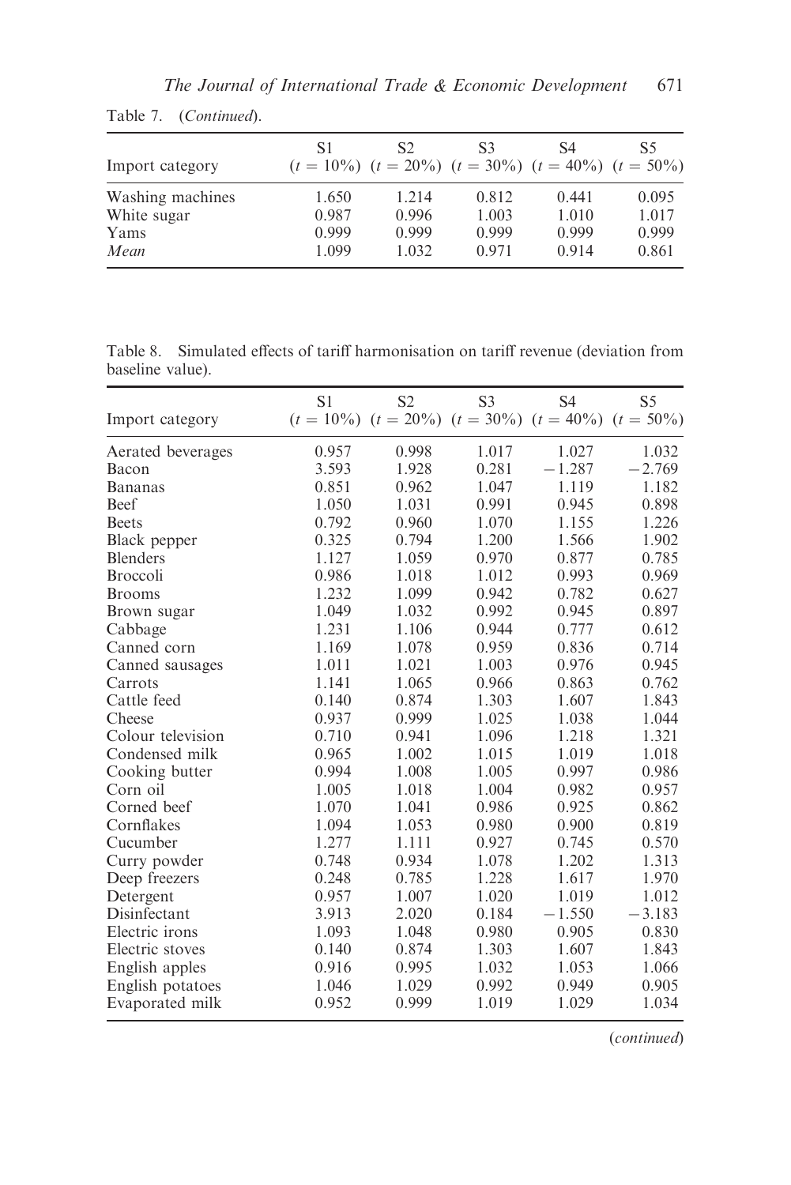Table 7. (*Continued*).

| Import category | S1 ($t$ = 10%) | S2 ($t$ = 20%) | S3 ($t$ = 30%) | S4 ($t$ = 40%) | S5 ($t$ = 50%) |
|---|---|---|---|---|---|
| Washing machines | 1.650 | 1.214 | 0.812 | 0.441 | 0.095 |
| White sugar | 0.987 | 0.996 | 1.003 | 1.010 | 1.017 |
| Yams | 0.999 | 0.999 | 0.999 | 0.999 | 0.999 |
| *Mean* | 1.099 | 1.032 | 0.971 | 0.914 | 0.861 |

Table 8. Simulated effects of tariff harmonisation on tariff revenue (deviation from baseline value).

| Import category | S1 ($t$ = 10%) | S2 ($t$ = 20%) | S3 ($t$ = 30%) | S4 ($t$ = 40%) | S5 ($t$ = 50%) |
|---|---|---|---|---|---|
| Aerated beverages | 0.957 | 0.998 | 1.017 | 1.027 | 1.032 |
| Bacon | 3.593 | 1.928 | 0.281 | −1.287 | −2.769 |
| Bananas | 0.851 | 0.962 | 1.047 | 1.119 | 1.182 |
| Beef | 1.050 | 1.031 | 0.991 | 0.945 | 0.898 |
| Beets | 0.792 | 0.960 | 1.070 | 1.155 | 1.226 |
| Black pepper | 0.325 | 0.794 | 1.200 | 1.566 | 1.902 |
| Blenders | 1.127 | 1.059 | 0.970 | 0.877 | 0.785 |
| Broccoli | 0.986 | 1.018 | 1.012 | 0.993 | 0.969 |
| Brooms | 1.232 | 1.099 | 0.942 | 0.782 | 0.627 |
| Brown sugar | 1.049 | 1.032 | 0.992 | 0.945 | 0.897 |
| Cabbage | 1.231 | 1.106 | 0.944 | 0.777 | 0.612 |
| Canned corn | 1.169 | 1.078 | 0.959 | 0.836 | 0.714 |
| Canned sausages | 1.011 | 1.021 | 1.003 | 0.976 | 0.945 |
| Carrots | 1.141 | 1.065 | 0.966 | 0.863 | 0.762 |
| Cattle feed | 0.140 | 0.874 | 1.303 | 1.607 | 1.843 |
| Cheese | 0.937 | 0.999 | 1.025 | 1.038 | 1.044 |
| Colour television | 0.710 | 0.941 | 1.096 | 1.218 | 1.321 |
| Condensed milk | 0.965 | 1.002 | 1.015 | 1.019 | 1.018 |
| Cooking butter | 0.994 | 1.008 | 1.005 | 0.997 | 0.986 |
| Corn oil | 1.005 | 1.018 | 1.004 | 0.982 | 0.957 |
| Corned beef | 1.070 | 1.041 | 0.986 | 0.925 | 0.862 |
| Cornflakes | 1.094 | 1.053 | 0.980 | 0.900 | 0.819 |
| Cucumber | 1.277 | 1.111 | 0.927 | 0.745 | 0.570 |
| Curry powder | 0.748 | 0.934 | 1.078 | 1.202 | 1.313 |
| Deep freezers | 0.248 | 0.785 | 1.228 | 1.617 | 1.970 |
| Detergent | 0.957 | 1.007 | 1.020 | 1.019 | 1.012 |
| Disinfectant | 3.913 | 2.020 | 0.184 | −1.550 | −3.183 |
| Electric irons | 1.093 | 1.048 | 0.980 | 0.905 | 0.830 |
| Electric stoves | 0.140 | 0.874 | 1.303 | 1.607 | 1.843 |
| English apples | 0.916 | 0.995 | 1.032 | 1.053 | 1.066 |
| English potatoes | 1.046 | 1.029 | 0.992 | 0.949 | 0.905 |
| Evaporated milk | 0.952 | 0.999 | 1.019 | 1.029 | 1.034 |

(*continued*)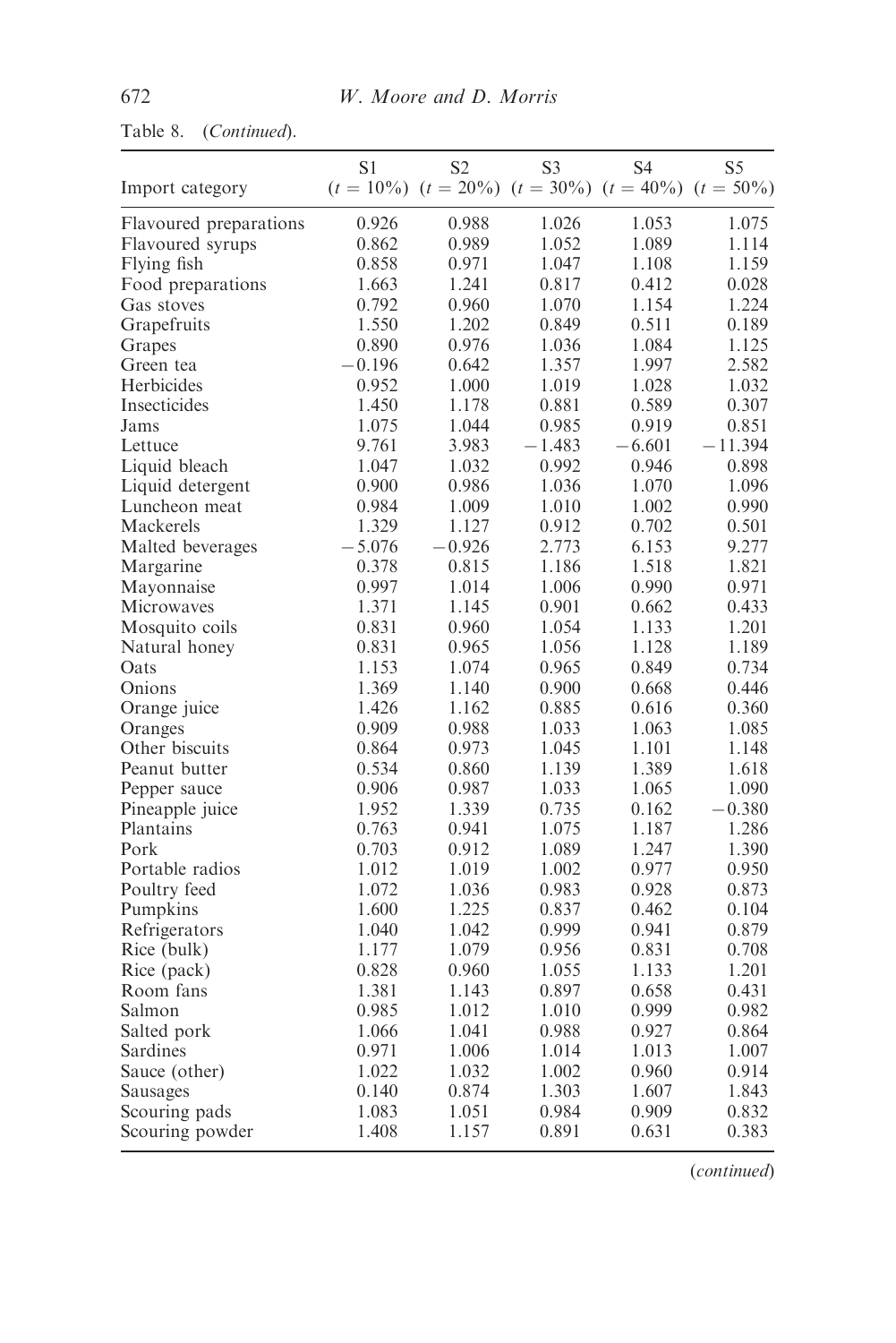Table 8. (*Continued*).

| Import category | S1 ($t$ = 10%) | S2 ($t$ = 20%) | S3 ($t$ = 30%) | S4 ($t$ = 40%) | S5 ($t$ = 50%) |
|---|---|---|---|---|---|
| Flavoured preparations | 0.926 | 0.988 | 1.026 | 1.053 | 1.075 |
| Flavoured syrups | 0.862 | 0.989 | 1.052 | 1.089 | 1.114 |
| Flying fish | 0.858 | 0.971 | 1.047 | 1.108 | 1.159 |
| Food preparations | 1.663 | 1.241 | 0.817 | 0.412 | 0.028 |
| Gas stoves | 0.792 | 0.960 | 1.070 | 1.154 | 1.224 |
| Grapefruits | 1.550 | 1.202 | 0.849 | 0.511 | 0.189 |
| Grapes | 0.890 | 0.976 | 1.036 | 1.084 | 1.125 |
| Green tea | −0.196 | 0.642 | 1.357 | 1.997 | 2.582 |
| Herbicides | 0.952 | 1.000 | 1.019 | 1.028 | 1.032 |
| Insecticides | 1.450 | 1.178 | 0.881 | 0.589 | 0.307 |
| Jams | 1.075 | 1.044 | 0.985 | 0.919 | 0.851 |
| Lettuce | 9.761 | 3.983 | −1.483 | −6.601 | −11.394 |
| Liquid bleach | 1.047 | 1.032 | 0.992 | 0.946 | 0.898 |
| Liquid detergent | 0.900 | 0.986 | 1.036 | 1.070 | 1.096 |
| Luncheon meat | 0.984 | 1.009 | 1.010 | 1.002 | 0.990 |
| Mackerels | 1.329 | 1.127 | 0.912 | 0.702 | 0.501 |
| Malted beverages | −5.076 | −0.926 | 2.773 | 6.153 | 9.277 |
| Margarine | 0.378 | 0.815 | 1.186 | 1.518 | 1.821 |
| Mayonnaise | 0.997 | 1.014 | 1.006 | 0.990 | 0.971 |
| Microwaves | 1.371 | 1.145 | 0.901 | 0.662 | 0.433 |
| Mosquito coils | 0.831 | 0.960 | 1.054 | 1.133 | 1.201 |
| Natural honey | 0.831 | 0.965 | 1.056 | 1.128 | 1.189 |
| Oats | 1.153 | 1.074 | 0.965 | 0.849 | 0.734 |
| Onions | 1.369 | 1.140 | 0.900 | 0.668 | 0.446 |
| Orange juice | 1.426 | 1.162 | 0.885 | 0.616 | 0.360 |
| Oranges | 0.909 | 0.988 | 1.033 | 1.063 | 1.085 |
| Other biscuits | 0.864 | 0.973 | 1.045 | 1.101 | 1.148 |
| Peanut butter | 0.534 | 0.860 | 1.139 | 1.389 | 1.618 |
| Pepper sauce | 0.906 | 0.987 | 1.033 | 1.065 | 1.090 |
| Pineapple juice | 1.952 | 1.339 | 0.735 | 0.162 | −0.380 |
| Plantains | 0.763 | 0.941 | 1.075 | 1.187 | 1.286 |
| Pork | 0.703 | 0.912 | 1.089 | 1.247 | 1.390 |
| Portable radios | 1.012 | 1.019 | 1.002 | 0.977 | 0.950 |
| Poultry feed | 1.072 | 1.036 | 0.983 | 0.928 | 0.873 |
| Pumpkins | 1.600 | 1.225 | 0.837 | 0.462 | 0.104 |
| Refrigerators | 1.040 | 1.042 | 0.999 | 0.941 | 0.879 |
| Rice (bulk) | 1.177 | 1.079 | 0.956 | 0.831 | 0.708 |
| Rice (pack) | 0.828 | 0.960 | 1.055 | 1.133 | 1.201 |
| Room fans | 1.381 | 1.143 | 0.897 | 0.658 | 0.431 |
| Salmon | 0.985 | 1.012 | 1.010 | 0.999 | 0.982 |
| Salted pork | 1.066 | 1.041 | 0.988 | 0.927 | 0.864 |
| Sardines | 0.971 | 1.006 | 1.014 | 1.013 | 1.007 |
| Sauce (other) | 1.022 | 1.032 | 1.002 | 0.960 | 0.914 |
| Sausages | 0.140 | 0.874 | 1.303 | 1.607 | 1.843 |
| Scouring pads | 1.083 | 1.051 | 0.984 | 0.909 | 0.832 |
| Scouring powder | 1.408 | 1.157 | 0.891 | 0.631 | 0.383 |

(*continued*)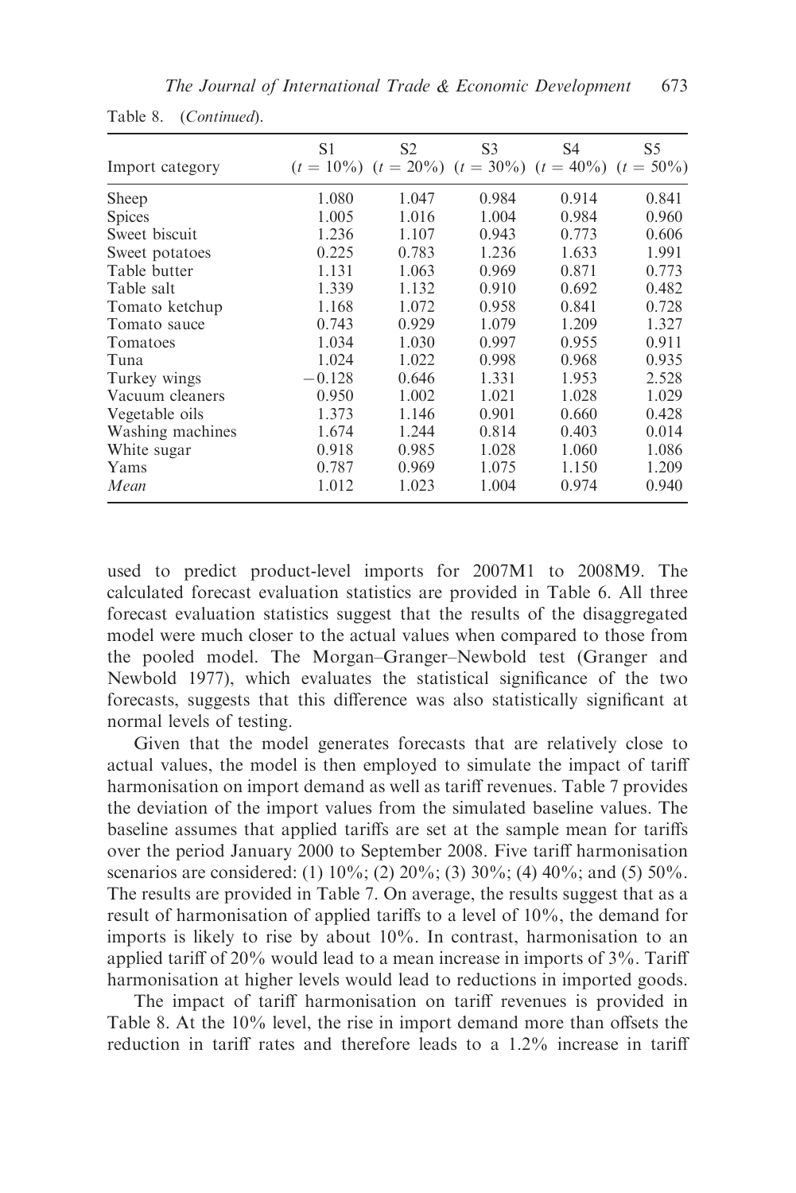Table 8. (*Continued*).

| Import category | S1 ($t = 10\%$) | S2 ($t = 20\%$) | S3 ($t = 30\%$) | S4 ($t = 40\%$) | S5 ($t = 50\%$) |
|---|---|---|---|---|---|
| Sheep | 1.080 | 1.047 | 0.984 | 0.914 | 0.841 |
| Spices | 1.005 | 1.016 | 1.004 | 0.984 | 0.960 |
| Sweet biscuit | 1.236 | 1.107 | 0.943 | 0.773 | 0.606 |
| Sweet potatoes | 0.225 | 0.783 | 1.236 | 1.633 | 1.991 |
| Table butter | 1.131 | 1.063 | 0.969 | 0.871 | 0.773 |
| Table salt | 1.339 | 1.132 | 0.910 | 0.692 | 0.482 |
| Tomato ketchup | 1.168 | 1.072 | 0.958 | 0.841 | 0.728 |
| Tomato sauce | 0.743 | 0.929 | 1.079 | 1.209 | 1.327 |
| Tomatoes | 1.034 | 1.030 | 0.997 | 0.955 | 0.911 |
| Tuna | 1.024 | 1.022 | 0.998 | 0.968 | 0.935 |
| Turkey wings | −0.128 | 0.646 | 1.331 | 1.953 | 2.528 |
| Vacuum cleaners | 0.950 | 1.002 | 1.021 | 1.028 | 1.029 |
| Vegetable oils | 1.373 | 1.146 | 0.901 | 0.660 | 0.428 |
| Washing machines | 1.674 | 1.244 | 0.814 | 0.403 | 0.014 |
| White sugar | 0.918 | 0.985 | 1.028 | 1.060 | 1.086 |
| Yams | 0.787 | 0.969 | 1.075 | 1.150 | 1.209 |
| *Mean* | 1.012 | 1.023 | 1.004 | 0.974 | 0.940 |

used to predict product-level imports for 2007M1 to 2008M9. The calculated forecast evaluation statistics are provided in Table 6. All three forecast evaluation statistics suggest that the results of the disaggregated model were much closer to the actual values when compared to those from the pooled model. The Morgan–Granger–Newbold test (Granger and Newbold 1977), which evaluates the statistical significance of the two forecasts, suggests that this difference was also statistically significant at normal levels of testing.

Given that the model generates forecasts that are relatively close to actual values, the model is then employed to simulate the impact of tariff harmonisation on import demand as well as tariff revenues. Table 7 provides the deviation of the import values from the simulated baseline values. The baseline assumes that applied tariffs are set at the sample mean for tariffs over the period January 2000 to September 2008. Five tariff harmonisation scenarios are considered: (1) 10%; (2) 20%; (3) 30%; (4) 40%; and (5) 50%. The results are provided in Table 7. On average, the results suggest that as a result of harmonisation of applied tariffs to a level of 10%, the demand for imports is likely to rise by about 10%. In contrast, harmonisation to an applied tariff of 20% would lead to a mean increase in imports of 3%. Tariff harmonisation at higher levels would lead to reductions in imported goods.

The impact of tariff harmonisation on tariff revenues is provided in Table 8. At the 10% level, the rise in import demand more than offsets the reduction in tariff rates and therefore leads to a 1.2% increase in tariff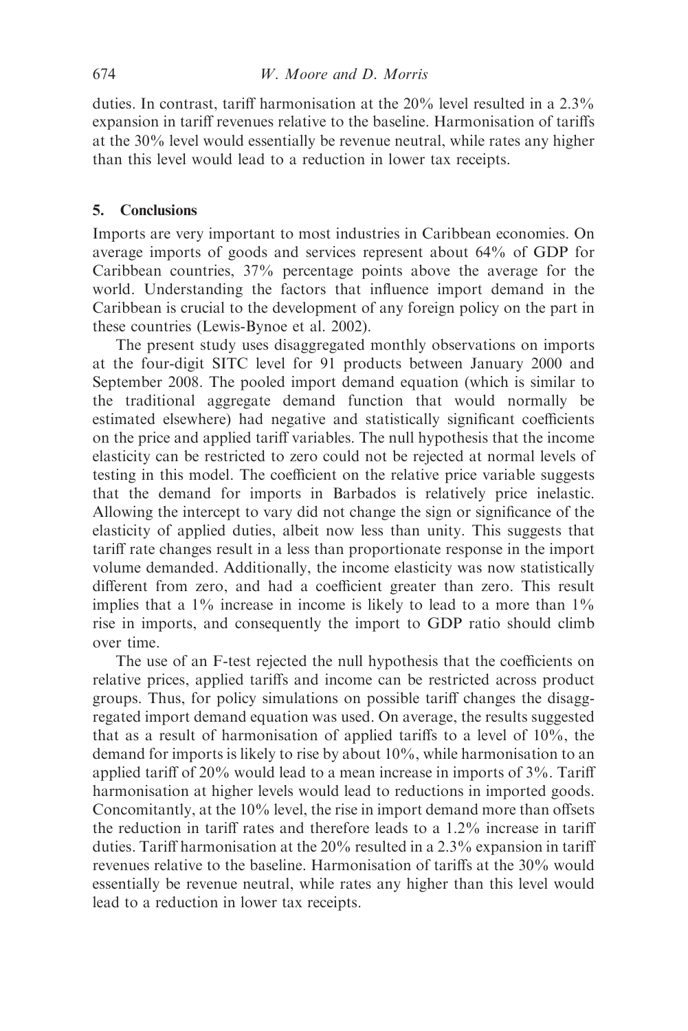duties. In contrast, tariff harmonisation at the 20% level resulted in a 2.3% expansion in tariff revenues relative to the baseline. Harmonisation of tariffs at the 30% level would essentially be revenue neutral, while rates any higher than this level would lead to a reduction in lower tax receipts.

## 5. Conclusions

Imports are very important to most industries in Caribbean economies. On average imports of goods and services represent about 64% of GDP for Caribbean countries, 37% percentage points above the average for the world. Understanding the factors that influence import demand in the Caribbean is crucial to the development of any foreign policy on the part in these countries (Lewis-Bynoe et al. 2002).

The present study uses disaggregated monthly observations on imports at the four-digit SITC level for 91 products between January 2000 and September 2008. The pooled import demand equation (which is similar to the traditional aggregate demand function that would normally be estimated elsewhere) had negative and statistically significant coefficients on the price and applied tariff variables. The null hypothesis that the income elasticity can be restricted to zero could not be rejected at normal levels of testing in this model. The coefficient on the relative price variable suggests that the demand for imports in Barbados is relatively price inelastic. Allowing the intercept to vary did not change the sign or significance of the elasticity of applied duties, albeit now less than unity. This suggests that tariff rate changes result in a less than proportionate response in the import volume demanded. Additionally, the income elasticity was now statistically different from zero, and had a coefficient greater than zero. This result implies that a 1% increase in income is likely to lead to a more than 1% rise in imports, and consequently the import to GDP ratio should climb over time.

The use of an F-test rejected the null hypothesis that the coefficients on relative prices, applied tariffs and income can be restricted across product groups. Thus, for policy simulations on possible tariff changes the disaggregated import demand equation was used. On average, the results suggested that as a result of harmonisation of applied tariffs to a level of 10%, the demand for imports is likely to rise by about 10%, while harmonisation to an applied tariff of 20% would lead to a mean increase in imports of 3%. Tariff harmonisation at higher levels would lead to reductions in imported goods. Concomitantly, at the 10% level, the rise in import demand more than offsets the reduction in tariff rates and therefore leads to a 1.2% increase in tariff duties. Tariff harmonisation at the 20% resulted in a 2.3% expansion in tariff revenues relative to the baseline. Harmonisation of tariffs at the 30% would essentially be revenue neutral, while rates any higher than this level would lead to a reduction in lower tax receipts.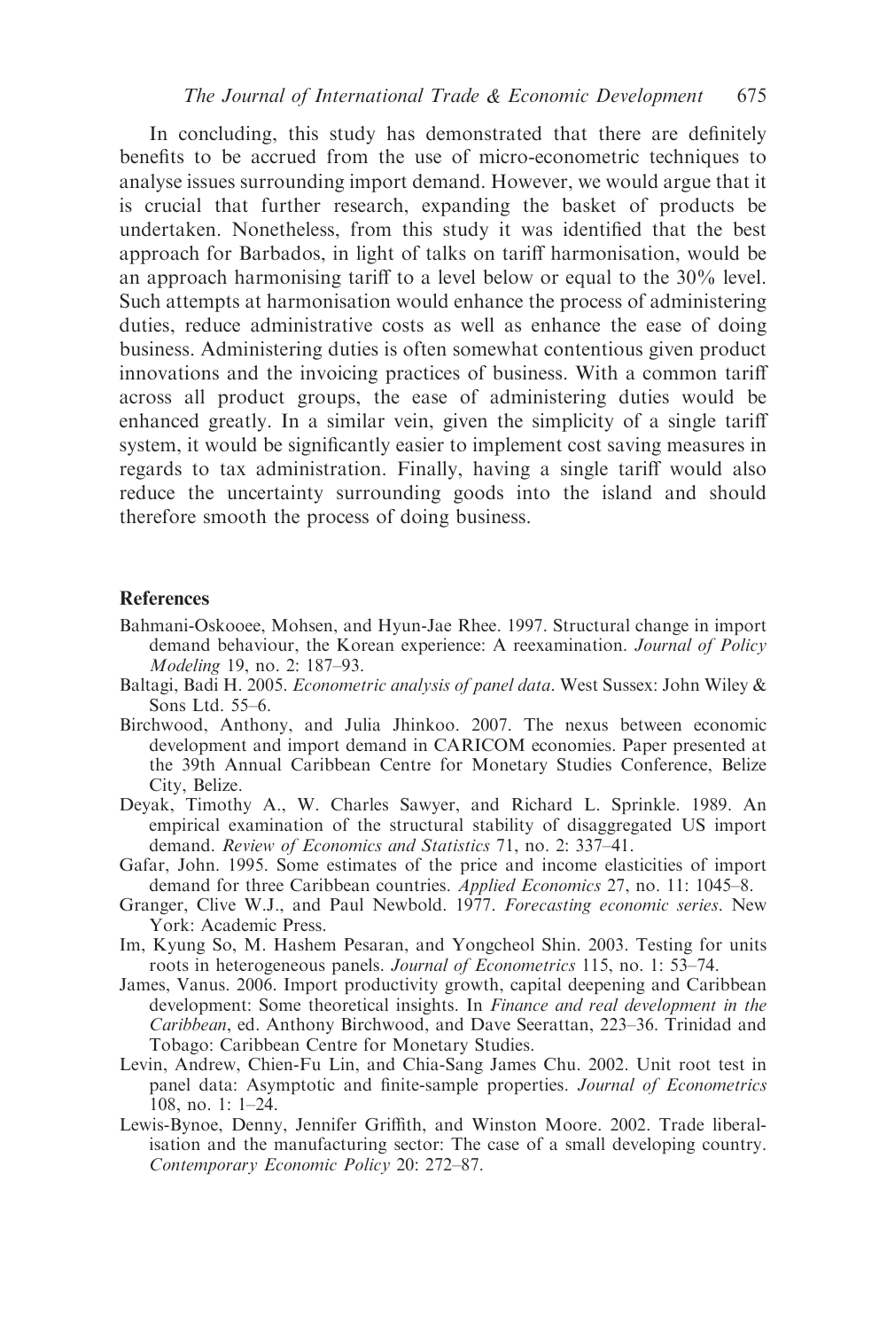In concluding, this study has demonstrated that there are definitely benefits to be accrued from the use of micro-econometric techniques to analyse issues surrounding import demand. However, we would argue that it is crucial that further research, expanding the basket of products be undertaken. Nonetheless, from this study it was identified that the best approach for Barbados, in light of talks on tariff harmonisation, would be an approach harmonising tariff to a level below or equal to the 30% level. Such attempts at harmonisation would enhance the process of administering duties, reduce administrative costs as well as enhance the ease of doing business. Administering duties is often somewhat contentious given product innovations and the invoicing practices of business. With a common tariff across all product groups, the ease of administering duties would be enhanced greatly. In a similar vein, given the simplicity of a single tariff system, it would be significantly easier to implement cost saving measures in regards to tax administration. Finally, having a single tariff would also reduce the uncertainty surrounding goods into the island and should therefore smooth the process of doing business.

## References

Bahmani-Oskooee, Mohsen, and Hyun-Jae Rhee. 1997. Structural change in import demand behaviour, the Korean experience: A reexamination. *Journal of Policy Modeling* 19, no. 2: 187–93.

Baltagi, Badi H. 2005. *Econometric analysis of panel data*. West Sussex: John Wiley & Sons Ltd. 55–6.

Birchwood, Anthony, and Julia Jhinkoo. 2007. The nexus between economic development and import demand in CARICOM economies. Paper presented at the 39th Annual Caribbean Centre for Monetary Studies Conference, Belize City, Belize.

Deyak, Timothy A., W. Charles Sawyer, and Richard L. Sprinkle. 1989. An empirical examination of the structural stability of disaggregated US import demand. *Review of Economics and Statistics* 71, no. 2: 337–41.

Gafar, John. 1995. Some estimates of the price and income elasticities of import demand for three Caribbean countries. *Applied Economics* 27, no. 11: 1045–8.

Granger, Clive W.J., and Paul Newbold. 1977. *Forecasting economic series*. New York: Academic Press.

Im, Kyung So, M. Hashem Pesaran, and Yongcheol Shin. 2003. Testing for units roots in heterogeneous panels. *Journal of Econometrics* 115, no. 1: 53–74.

James, Vanus. 2006. Import productivity growth, capital deepening and Caribbean development: Some theoretical insights. In *Finance and real development in the Caribbean*, ed. Anthony Birchwood, and Dave Seerattan, 223–36. Trinidad and Tobago: Caribbean Centre for Monetary Studies.

Levin, Andrew, Chien-Fu Lin, and Chia-Sang James Chu. 2002. Unit root test in panel data: Asymptotic and finite-sample properties. *Journal of Econometrics* 108, no. 1: 1–24.

Lewis-Bynoe, Denny, Jennifer Griffith, and Winston Moore. 2002. Trade liberalisation and the manufacturing sector: The case of a small developing country. *Contemporary Economic Policy* 20: 272–87.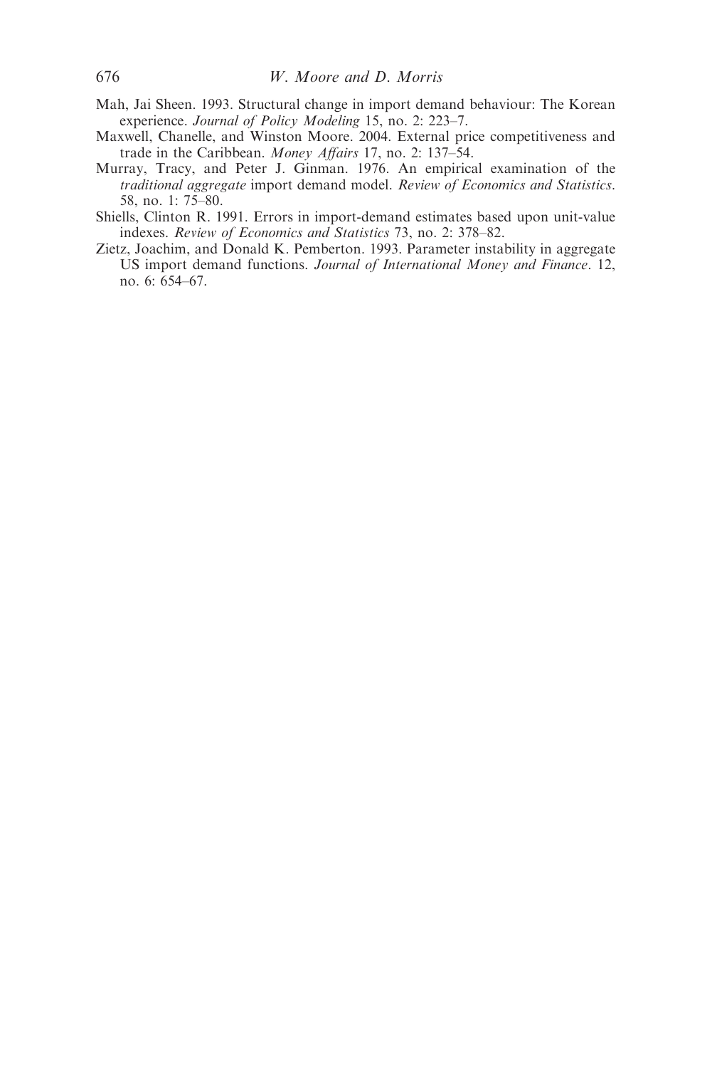Mah, Jai Sheen. 1993. Structural change in import demand behaviour: The Korean experience. *Journal of Policy Modeling* 15, no. 2: 223–7.

Maxwell, Chanelle, and Winston Moore. 2004. External price competitiveness and trade in the Caribbean. *Money Affairs* 17, no. 2: 137–54.

Murray, Tracy, and Peter J. Ginman. 1976. An empirical examination of the *traditional aggregate* import demand model. *Review of Economics and Statistics*. 58, no. 1: 75–80.

Shiells, Clinton R. 1991. Errors in import-demand estimates based upon unit-value indexes. *Review of Economics and Statistics* 73, no. 2: 378–82.

Zietz, Joachim, and Donald K. Pemberton. 1993. Parameter instability in aggregate US import demand functions. *Journal of International Money and Finance*. 12, no. 6: 654–67.